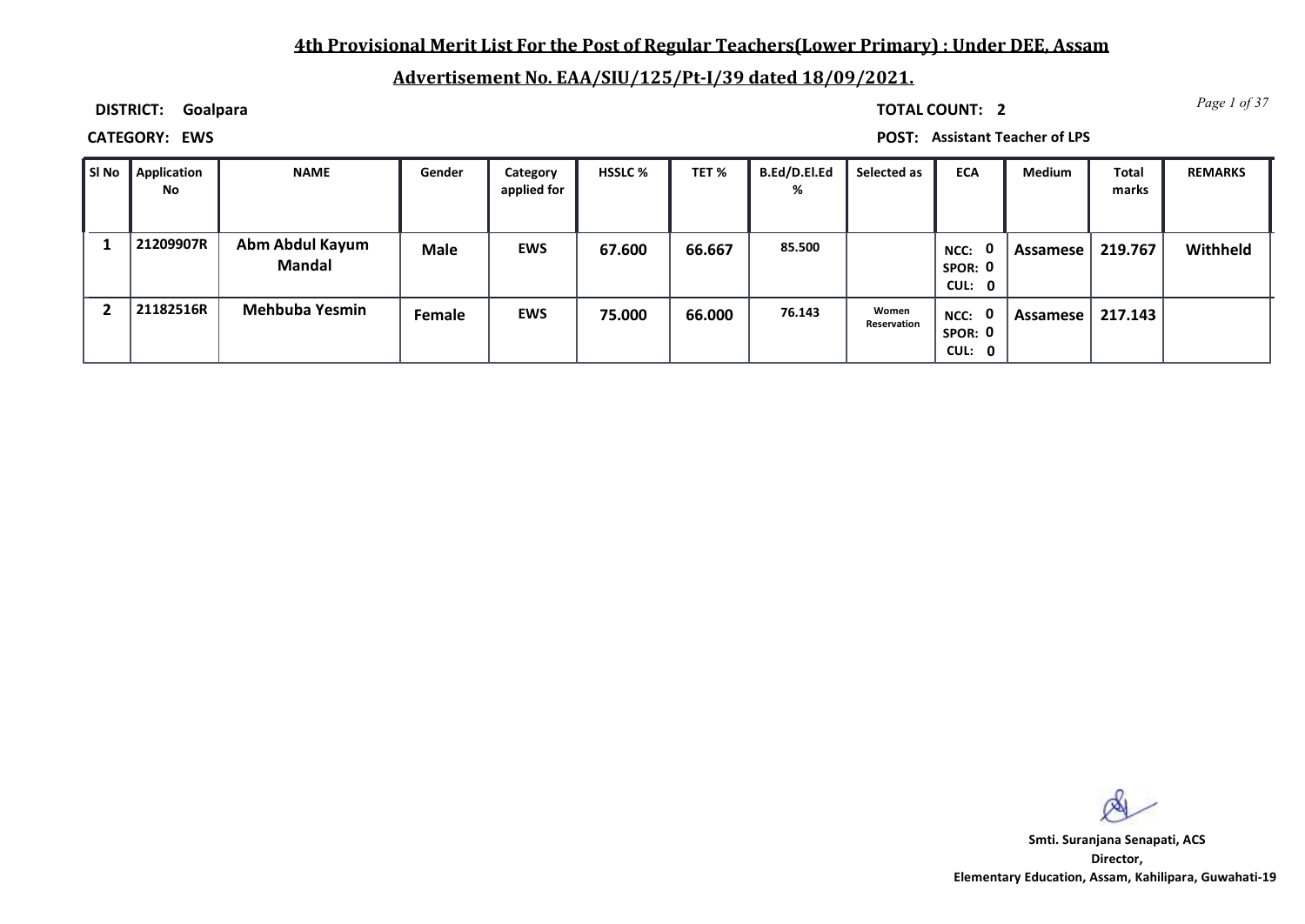## 4th Provisional Merit List For the Post of Regular Teachers(Lower Primary) : Under DEE, Assam

## Advertisement No. EAA/SIU/125/Pt-I/39 dated 18/09/2021.

**DISTRICT:** Goalpara **TOTAL COUNT:** 2

**CATEGORY:** EWS **POST:** Assistant Teacher of LPS

| Sl No | Application No | NAME | Gender | Category applied for | HSSLC % | TET % | B.Ed/D.El.Ed % | Selected as | ECA | Medium | Total marks | REMARKS |
|---|---|---|---|---|---|---|---|---|---|---|---|---|
| 1 | 21209907R | Abm Abdul Kayum Mandal | Male | EWS | 67.600 | 66.667 | 85.500 | | NCC: 0 SPOR: 0 CUL: 0 | Assamese | 219.767 | Withheld |
| 2 | 21182516R | Mehbuba Yesmin | Female | EWS | 75.000 | 66.000 | 76.143 | Women Reservation | NCC: 0 SPOR: 0 CUL: 0 | Assamese | 217.143 | |

**Smti. Suranjana Senapati, ACS**
**Director,**
**Elementary Education, Assam, Kahilipara, Guwahati-19**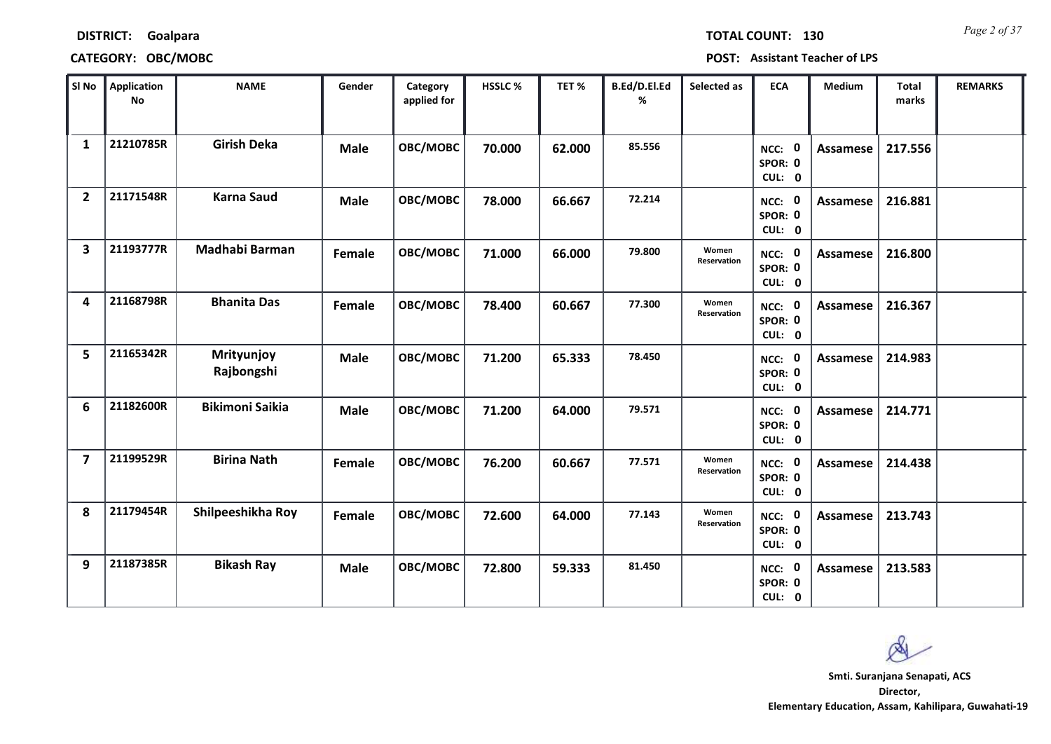**DISTRICT:** Goalpara **TOTAL COUNT:** 130

**CATEGORY:** OBC/MOBC **POST:** Assistant Teacher of LPS

| Sl No | Application No | NAME | Gender | Category applied for | HSSLC % | TET % | B.Ed/D.El.Ed % | Selected as | ECA | Medium | Total marks | REMARKS |
|---|---|---|---|---|---|---|---|---|---|---|---|---|
| 1 | 21210785R | Girish Deka | Male | OBC/MOBC | 70.000 | 62.000 | 85.556 | | NCC: 0 SPOR: 0 CUL: 0 | Assamese | 217.556 | |
| 2 | 21171548R | Karna Saud | Male | OBC/MOBC | 78.000 | 66.667 | 72.214 | | NCC: 0 SPOR: 0 CUL: 0 | Assamese | 216.881 | |
| 3 | 21193777R | Madhabi Barman | Female | OBC/MOBC | 71.000 | 66.000 | 79.800 | Women Reservation | NCC: 0 SPOR: 0 CUL: 0 | Assamese | 216.800 | |
| 4 | 21168798R | Bhanita Das | Female | OBC/MOBC | 78.400 | 60.667 | 77.300 | Women Reservation | NCC: 0 SPOR: 0 CUL: 0 | Assamese | 216.367 | |
| 5 | 21165342R | Mrityunjoy Rajbongshi | Male | OBC/MOBC | 71.200 | 65.333 | 78.450 | | NCC: 0 SPOR: 0 CUL: 0 | Assamese | 214.983 | |
| 6 | 21182600R | Bikimoni Saikia | Male | OBC/MOBC | 71.200 | 64.000 | 79.571 | | NCC: 0 SPOR: 0 CUL: 0 | Assamese | 214.771 | |
| 7 | 21199529R | Birina Nath | Female | OBC/MOBC | 76.200 | 60.667 | 77.571 | Women Reservation | NCC: 0 SPOR: 0 CUL: 0 | Assamese | 214.438 | |
| 8 | 21179454R | Shilpeeshikha Roy | Female | OBC/MOBC | 72.600 | 64.000 | 77.143 | Women Reservation | NCC: 0 SPOR: 0 CUL: 0 | Assamese | 213.743 | |
| 9 | 21187385R | Bikash Ray | Male | OBC/MOBC | 72.800 | 59.333 | 81.450 | | NCC: 0 SPOR: 0 CUL: 0 | Assamese | 213.583 | |

**Smti. Suranjana Senapati, ACS**
**Director,**
**Elementary Education, Assam, Kahilipara, Guwahati-19**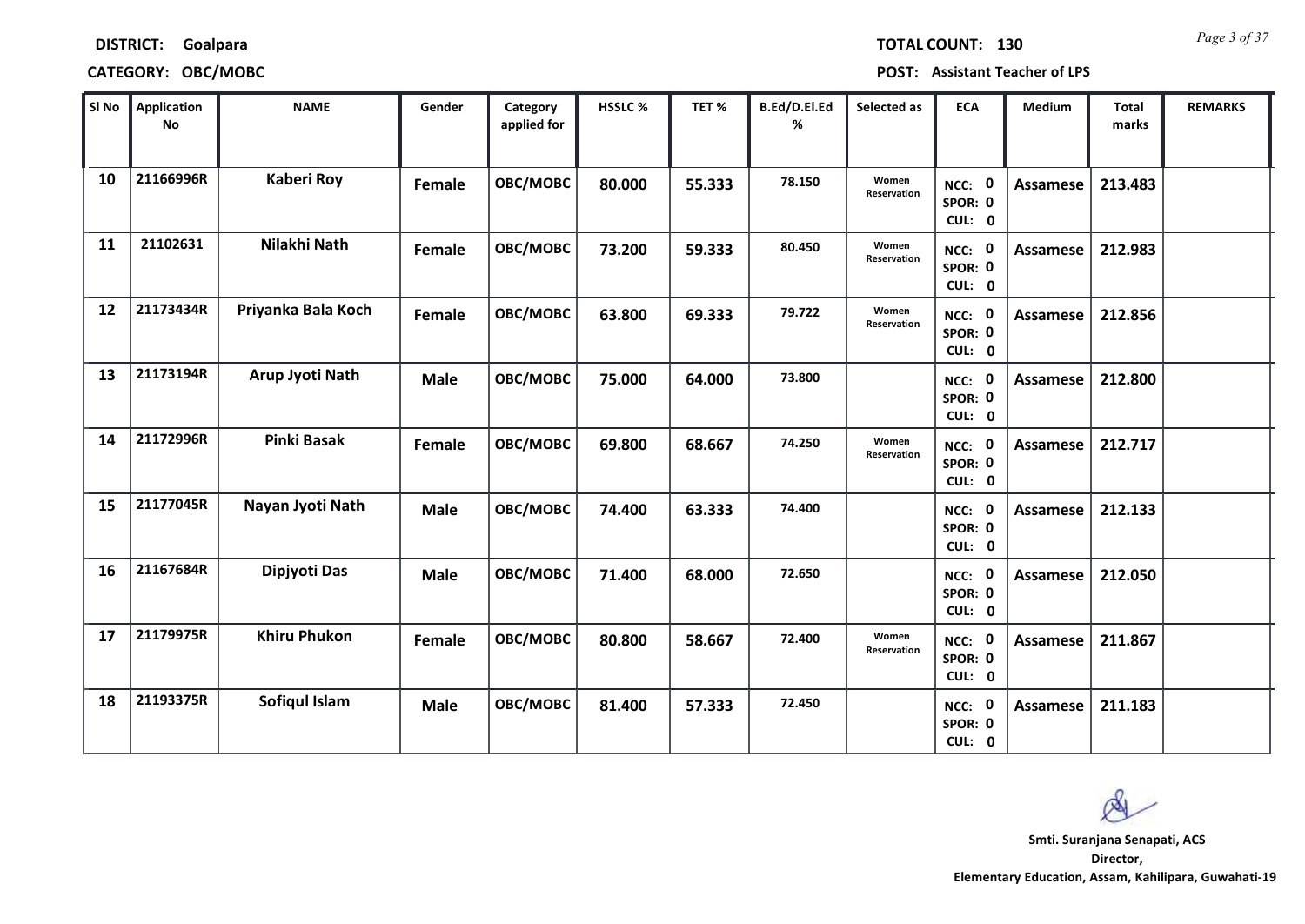**DISTRICT:** Goalpara

**TOTAL COUNT:** 130

**CATEGORY:** OBC/MOBC

**POST:** Assistant Teacher of LPS

| Sl No | Application No | NAME | Gender | Category applied for | HSSLC % | TET % | B.Ed/D.El.Ed % | Selected as | ECA | Medium | Total marks | REMARKS |
|---|---|---|---|---|---|---|---|---|---|---|---|---|
| 10 | 21166996R | Kaberi Roy | Female | OBC/MOBC | 80.000 | 55.333 | 78.150 | Women Reservation | NCC: 0 SPOR: 0 CUL: 0 | Assamese | 213.483 | |
| 11 | 21102631 | Nilakhi Nath | Female | OBC/MOBC | 73.200 | 59.333 | 80.450 | Women Reservation | NCC: 0 SPOR: 0 CUL: 0 | Assamese | 212.983 | |
| 12 | 21173434R | Priyanka Bala Koch | Female | OBC/MOBC | 63.800 | 69.333 | 79.722 | Women Reservation | NCC: 0 SPOR: 0 CUL: 0 | Assamese | 212.856 | |
| 13 | 21173194R | Arup Jyoti Nath | Male | OBC/MOBC | 75.000 | 64.000 | 73.800 | | NCC: 0 SPOR: 0 CUL: 0 | Assamese | 212.800 | |
| 14 | 21172996R | Pinki Basak | Female | OBC/MOBC | 69.800 | 68.667 | 74.250 | Women Reservation | NCC: 0 SPOR: 0 CUL: 0 | Assamese | 212.717 | |
| 15 | 21177045R | Nayan Jyoti Nath | Male | OBC/MOBC | 74.400 | 63.333 | 74.400 | | NCC: 0 SPOR: 0 CUL: 0 | Assamese | 212.133 | |
| 16 | 21167684R | Dipjyoti Das | Male | OBC/MOBC | 71.400 | 68.000 | 72.650 | | NCC: 0 SPOR: 0 CUL: 0 | Assamese | 212.050 | |
| 17 | 21179975R | Khiru Phukon | Female | OBC/MOBC | 80.800 | 58.667 | 72.400 | Women Reservation | NCC: 0 SPOR: 0 CUL: 0 | Assamese | 211.867 | |
| 18 | 21193375R | Sofiqul Islam | Male | OBC/MOBC | 81.400 | 57.333 | 72.450 | | NCC: 0 SPOR: 0 CUL: 0 | Assamese | 211.183 | |

**Smti. Suranjana Senapati, ACS**
**Director,**
**Elementary Education, Assam, Kahilipara, Guwahati-19**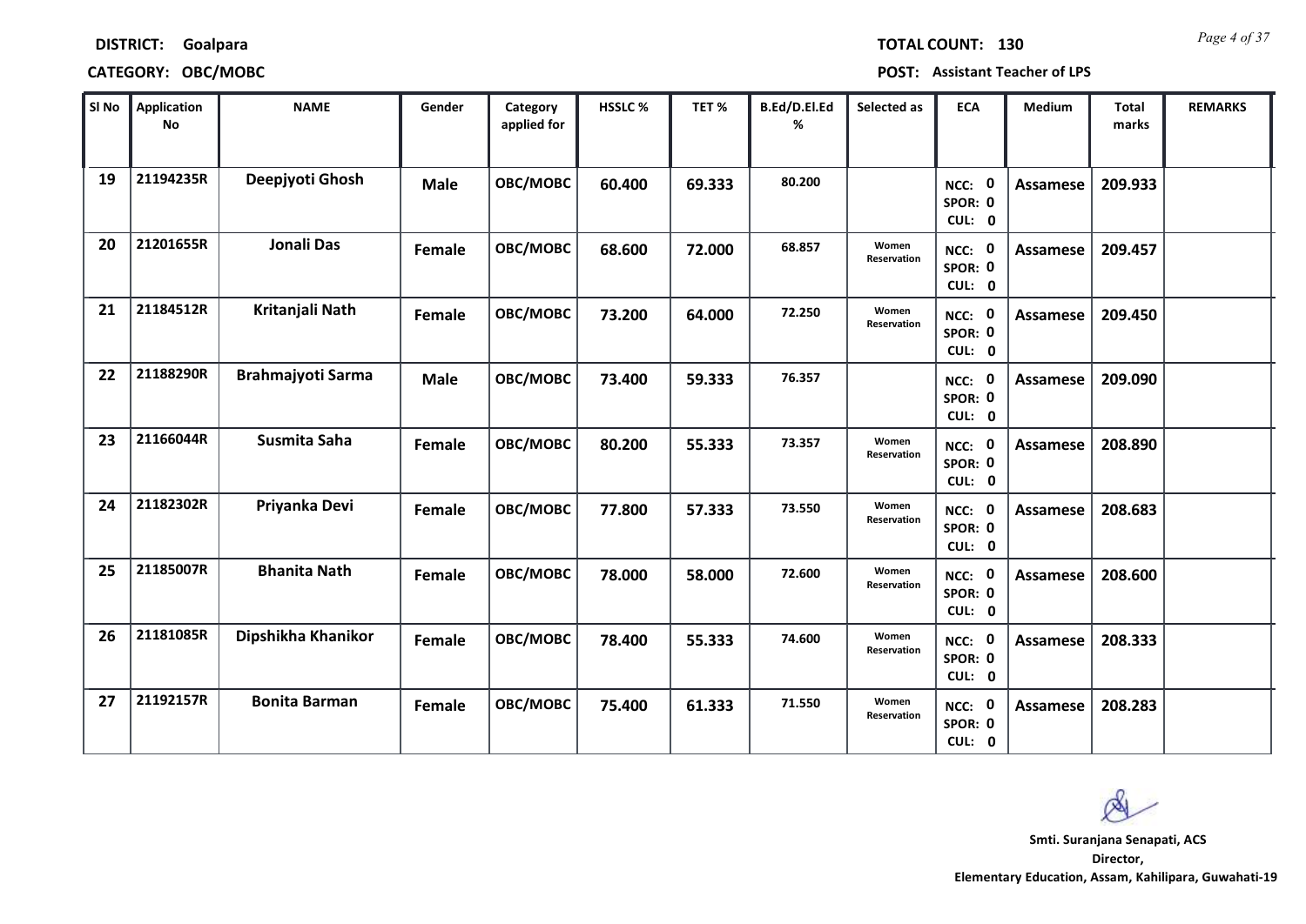**DISTRICT:** Goalpara **TOTAL COUNT:** 130

**CATEGORY:** OBC/MOBC **POST:** Assistant Teacher of LPS

| Sl No | Application No | NAME | Gender | Category applied for | HSSLC % | TET % | B.Ed/D.El.Ed % | Selected as | ECA | Medium | Total marks | REMARKS |
|---|---|---|---|---|---|---|---|---|---|---|---|---|
| 19 | 21194235R | Deepjyoti Ghosh | Male | OBC/MOBC | 60.400 | 69.333 | 80.200 | | NCC: 0 SPOR: 0 CUL: 0 | Assamese | 209.933 | |
| 20 | 21201655R | Jonali Das | Female | OBC/MOBC | 68.600 | 72.000 | 68.857 | Women Reservation | NCC: 0 SPOR: 0 CUL: 0 | Assamese | 209.457 | |
| 21 | 21184512R | Kritanjali Nath | Female | OBC/MOBC | 73.200 | 64.000 | 72.250 | Women Reservation | NCC: 0 SPOR: 0 CUL: 0 | Assamese | 209.450 | |
| 22 | 21188290R | Brahmajyoti Sarma | Male | OBC/MOBC | 73.400 | 59.333 | 76.357 | | NCC: 0 SPOR: 0 CUL: 0 | Assamese | 209.090 | |
| 23 | 21166044R | Susmita Saha | Female | OBC/MOBC | 80.200 | 55.333 | 73.357 | Women Reservation | NCC: 0 SPOR: 0 CUL: 0 | Assamese | 208.890 | |
| 24 | 21182302R | Priyanka Devi | Female | OBC/MOBC | 77.800 | 57.333 | 73.550 | Women Reservation | NCC: 0 SPOR: 0 CUL: 0 | Assamese | 208.683 | |
| 25 | 21185007R | Bhanita Nath | Female | OBC/MOBC | 78.000 | 58.000 | 72.600 | Women Reservation | NCC: 0 SPOR: 0 CUL: 0 | Assamese | 208.600 | |
| 26 | 21181085R | Dipshikha Khanikor | Female | OBC/MOBC | 78.400 | 55.333 | 74.600 | Women Reservation | NCC: 0 SPOR: 0 CUL: 0 | Assamese | 208.333 | |
| 27 | 21192157R | Bonita Barman | Female | OBC/MOBC | 75.400 | 61.333 | 71.550 | Women Reservation | NCC: 0 SPOR: 0 CUL: 0 | Assamese | 208.283 | |

**Smti. Suranjana Senapati, ACS**
**Director,**
**Elementary Education, Assam, Kahilipara, Guwahati-19**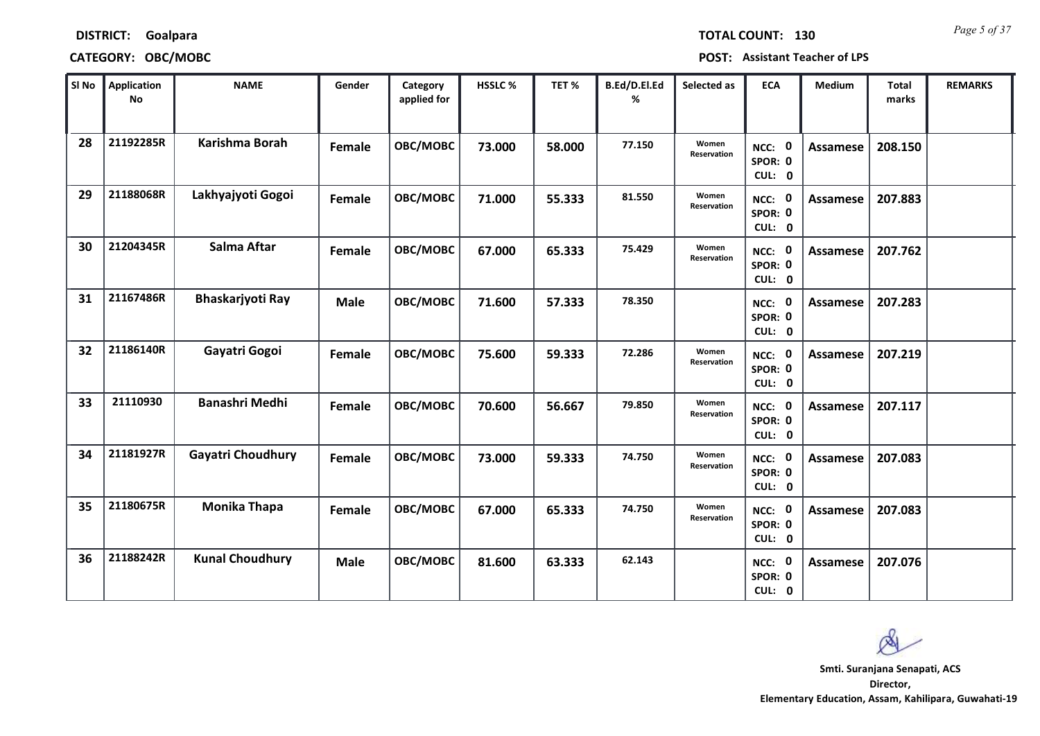**DISTRICT: Goalpara**

**TOTAL COUNT: 130**

**CATEGORY: OBC/MOBC**

**POST: Assistant Teacher of LPS**

| Sl No | Application No | NAME | Gender | Category applied for | HSSLC % | TET % | B.Ed/D.El.Ed % | Selected as | ECA | Medium | Total marks | REMARKS |
|---|---|---|---|---|---|---|---|---|---|---|---|---|
| 28 | 21192285R | Karishma Borah | Female | OBC/MOBC | 73.000 | 58.000 | 77.150 | Women Reservation | NCC: 0 SPOR: 0 CUL: 0 | Assamese | 208.150 | |
| 29 | 21188068R | Lakhyajyoti Gogoi | Female | OBC/MOBC | 71.000 | 55.333 | 81.550 | Women Reservation | NCC: 0 SPOR: 0 CUL: 0 | Assamese | 207.883 | |
| 30 | 21204345R | Salma Aftar | Female | OBC/MOBC | 67.000 | 65.333 | 75.429 | Women Reservation | NCC: 0 SPOR: 0 CUL: 0 | Assamese | 207.762 | |
| 31 | 21167486R | Bhaskarjyoti Ray | Male | OBC/MOBC | 71.600 | 57.333 | 78.350 | | NCC: 0 SPOR: 0 CUL: 0 | Assamese | 207.283 | |
| 32 | 21186140R | Gayatri Gogoi | Female | OBC/MOBC | 75.600 | 59.333 | 72.286 | Women Reservation | NCC: 0 SPOR: 0 CUL: 0 | Assamese | 207.219 | |
| 33 | 21110930 | Banashri Medhi | Female | OBC/MOBC | 70.600 | 56.667 | 79.850 | Women Reservation | NCC: 0 SPOR: 0 CUL: 0 | Assamese | 207.117 | |
| 34 | 21181927R | Gayatri Choudhury | Female | OBC/MOBC | 73.000 | 59.333 | 74.750 | Women Reservation | NCC: 0 SPOR: 0 CUL: 0 | Assamese | 207.083 | |
| 35 | 21180675R | Monika Thapa | Female | OBC/MOBC | 67.000 | 65.333 | 74.750 | Women Reservation | NCC: 0 SPOR: 0 CUL: 0 | Assamese | 207.083 | |
| 36 | 21188242R | Kunal Choudhury | Male | OBC/MOBC | 81.600 | 63.333 | 62.143 | | NCC: 0 SPOR: 0 CUL: 0 | Assamese | 207.076 | |

**Smti. Suranjana Senapati, ACS**
**Director,**
**Elementary Education, Assam, Kahilipara, Guwahati-19**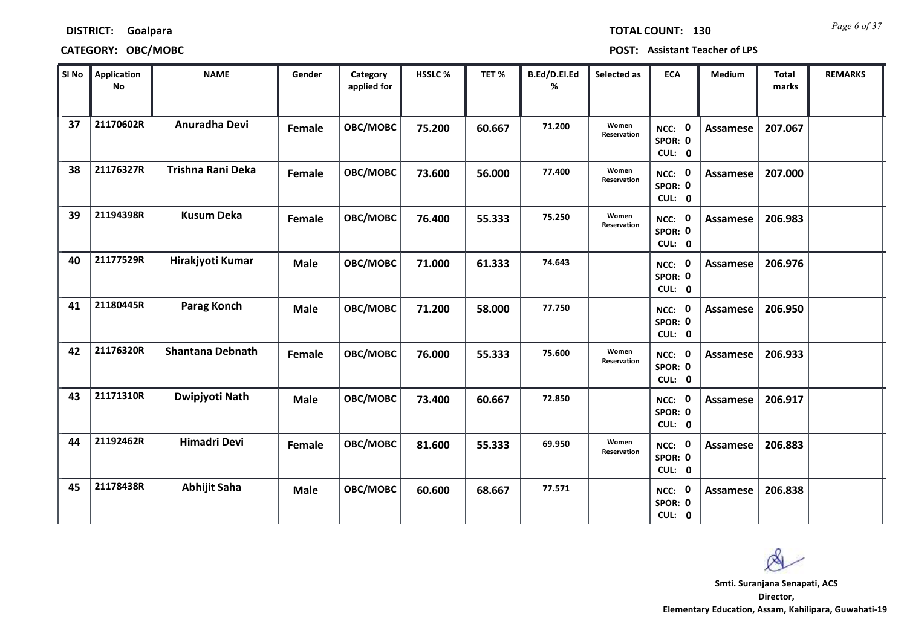**DISTRICT:** Goalpara  **TOTAL COUNT:** 130

**CATEGORY:** OBC/MOBC  **POST:** Assistant Teacher of LPS

| Sl No | Application No | NAME | Gender | Category applied for | HSSLC % | TET % | B.Ed/D.El.Ed % | Selected as | ECA | Medium | Total marks | REMARKS |
|---|---|---|---|---|---|---|---|---|---|---|---|---|
| 37 | 21170602R | Anuradha Devi | Female | OBC/MOBC | 75.200 | 60.667 | 71.200 | Women Reservation | NCC: 0 SPOR: 0 CUL: 0 | Assamese | 207.067 | |
| 38 | 21176327R | Trishna Rani Deka | Female | OBC/MOBC | 73.600 | 56.000 | 77.400 | Women Reservation | NCC: 0 SPOR: 0 CUL: 0 | Assamese | 207.000 | |
| 39 | 21194398R | Kusum Deka | Female | OBC/MOBC | 76.400 | 55.333 | 75.250 | Women Reservation | NCC: 0 SPOR: 0 CUL: 0 | Assamese | 206.983 | |
| 40 | 21177529R | Hirakjyoti Kumar | Male | OBC/MOBC | 71.000 | 61.333 | 74.643 | | NCC: 0 SPOR: 0 CUL: 0 | Assamese | 206.976 | |
| 41 | 21180445R | Parag Konch | Male | OBC/MOBC | 71.200 | 58.000 | 77.750 | | NCC: 0 SPOR: 0 CUL: 0 | Assamese | 206.950 | |
| 42 | 21176320R | Shantana Debnath | Female | OBC/MOBC | 76.000 | 55.333 | 75.600 | Women Reservation | NCC: 0 SPOR: 0 CUL: 0 | Assamese | 206.933 | |
| 43 | 21171310R | Dwipjyoti Nath | Male | OBC/MOBC | 73.400 | 60.667 | 72.850 | | NCC: 0 SPOR: 0 CUL: 0 | Assamese | 206.917 | |
| 44 | 21192462R | Himadri Devi | Female | OBC/MOBC | 81.600 | 55.333 | 69.950 | Women Reservation | NCC: 0 SPOR: 0 CUL: 0 | Assamese | 206.883 | |
| 45 | 21178438R | Abhijit Saha | Male | OBC/MOBC | 60.600 | 68.667 | 77.571 | | NCC: 0 SPOR: 0 CUL: 0 | Assamese | 206.838 | |

**Smti. Suranjana Senapati, ACS**
**Director,**
**Elementary Education, Assam, Kahilipara, Guwahati-19**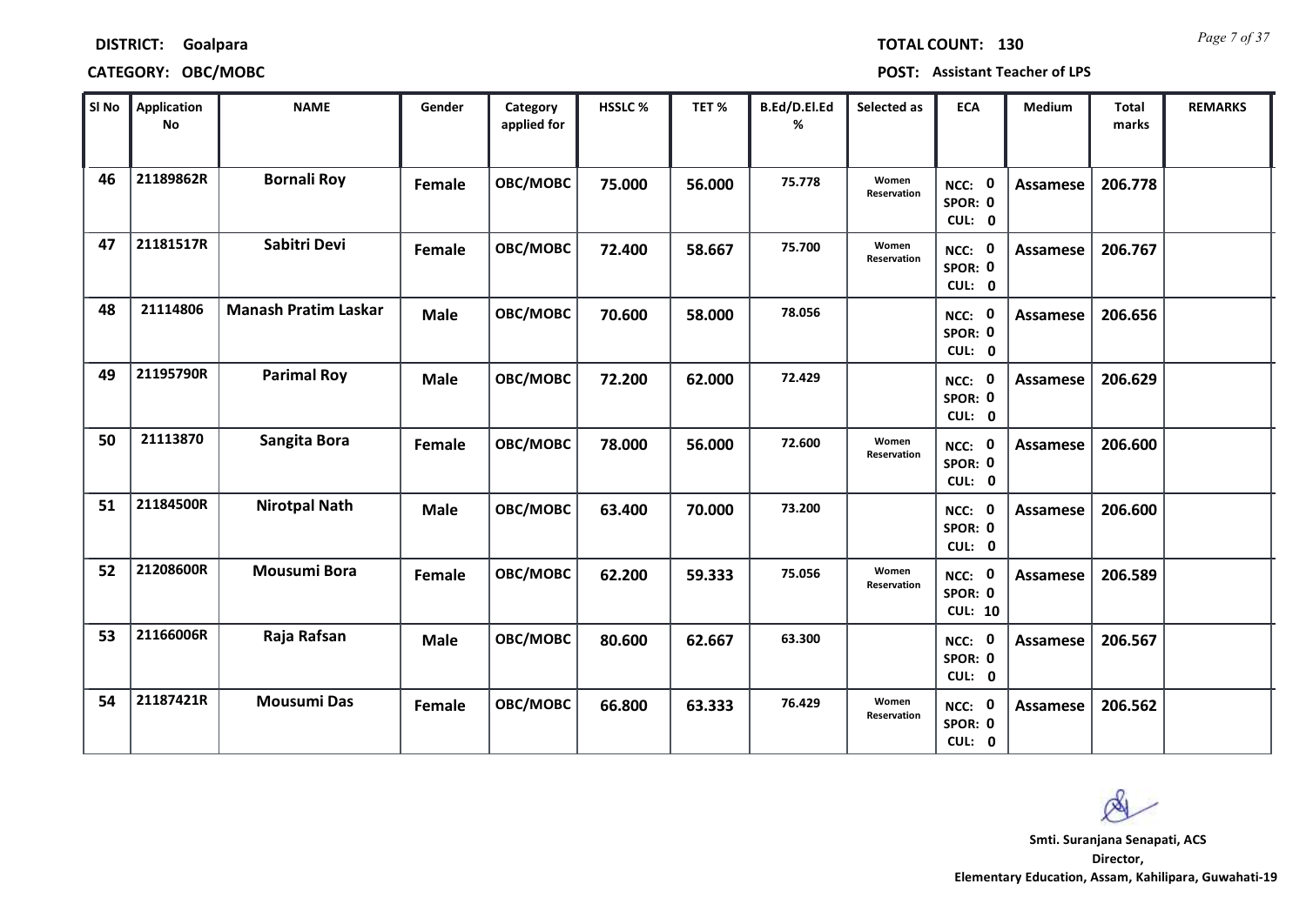**DISTRICT: Goalpara** | **TOTAL COUNT: 130**

**CATEGORY: OBC/MOBC** | **POST: Assistant Teacher of LPS**

| Sl No | Application No | NAME | Gender | Category applied for | HSSLC % | TET % | B.Ed/D.El.Ed % | Selected as | ECA | Medium | Total marks | REMARKS |
|---|---|---|---|---|---|---|---|---|---|---|---|---|
| 46 | 21189862R | **Bornali Roy** | Female | OBC/MOBC | 75.000 | 56.000 | 75.778 | Women Reservation | NCC: 0 SPOR: 0 CUL: 0 | Assamese | 206.778 | |
| 47 | 21181517R | **Sabitri Devi** | Female | OBC/MOBC | 72.400 | 58.667 | 75.700 | Women Reservation | NCC: 0 SPOR: 0 CUL: 0 | Assamese | 206.767 | |
| 48 | 21114806 | **Manash Pratim Laskar** | Male | OBC/MOBC | 70.600 | 58.000 | 78.056 | | NCC: 0 SPOR: 0 CUL: 0 | Assamese | 206.656 | |
| 49 | 21195790R | **Parimal Roy** | Male | OBC/MOBC | 72.200 | 62.000 | 72.429 | | NCC: 0 SPOR: 0 CUL: 0 | Assamese | 206.629 | |
| 50 | 21113870 | **Sangita Bora** | Female | OBC/MOBC | 78.000 | 56.000 | 72.600 | Women Reservation | NCC: 0 SPOR: 0 CUL: 0 | Assamese | 206.600 | |
| 51 | 21184500R | **Nirotpal Nath** | Male | OBC/MOBC | 63.400 | 70.000 | 73.200 | | NCC: 0 SPOR: 0 CUL: 0 | Assamese | 206.600 | |
| 52 | 21208600R | **Mousumi Bora** | Female | OBC/MOBC | 62.200 | 59.333 | 75.056 | Women Reservation | NCC: 0 SPOR: 0 CUL: 10 | Assamese | 206.589 | |
| 53 | 21166006R | **Raja Rafsan** | Male | OBC/MOBC | 80.600 | 62.667 | 63.300 | | NCC: 0 SPOR: 0 CUL: 0 | Assamese | 206.567 | |
| 54 | 21187421R | **Mousumi Das** | Female | OBC/MOBC | 66.800 | 63.333 | 76.429 | Women Reservation | NCC: 0 SPOR: 0 CUL: 0 | Assamese | 206.562 | |

**Smti. Suranjana Senapati, ACS**
**Director,**
**Elementary Education, Assam, Kahilipara, Guwahati-19**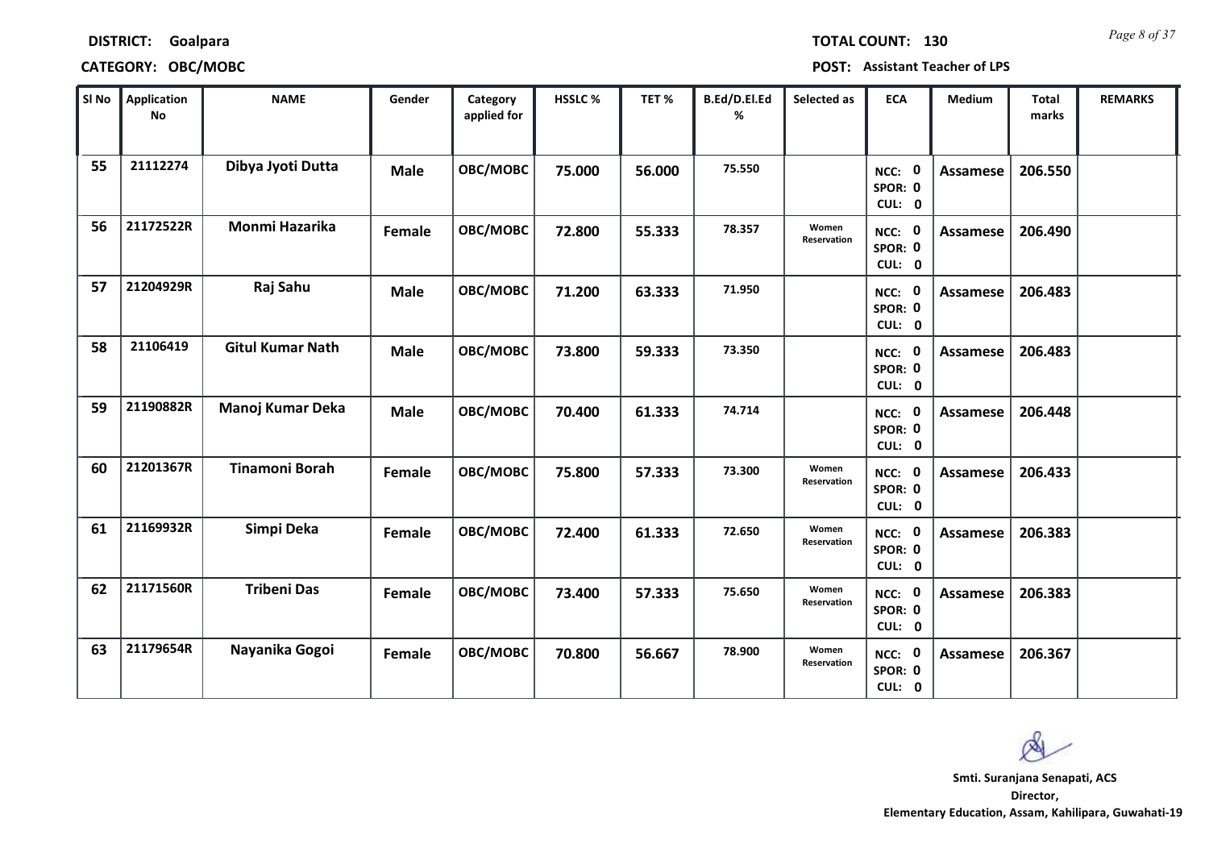**DISTRICT:** Goalpara

**TOTAL COUNT:** 130

**CATEGORY:** OBC/MOBC

**POST:** Assistant Teacher of LPS

| Sl No | Application No | NAME | Gender | Category applied for | HSSLC % | TET % | B.Ed/D.El.Ed % | Selected as | ECA | Medium | Total marks | REMARKS |
|---|---|---|---|---|---|---|---|---|---|---|---|---|
| 55 | 21112274 | Dibya Jyoti Dutta | Male | OBC/MOBC | 75.000 | 56.000 | 75.550 | | NCC: 0 SPOR: 0 CUL: 0 | Assamese | 206.550 | |
| 56 | 21172522R | Monmi Hazarika | Female | OBC/MOBC | 72.800 | 55.333 | 78.357 | Women Reservation | NCC: 0 SPOR: 0 CUL: 0 | Assamese | 206.490 | |
| 57 | 21204929R | Raj Sahu | Male | OBC/MOBC | 71.200 | 63.333 | 71.950 | | NCC: 0 SPOR: 0 CUL: 0 | Assamese | 206.483 | |
| 58 | 21106419 | Gitul Kumar Nath | Male | OBC/MOBC | 73.800 | 59.333 | 73.350 | | NCC: 0 SPOR: 0 CUL: 0 | Assamese | 206.483 | |
| 59 | 21190882R | Manoj Kumar Deka | Male | OBC/MOBC | 70.400 | 61.333 | 74.714 | | NCC: 0 SPOR: 0 CUL: 0 | Assamese | 206.448 | |
| 60 | 21201367R | Tinamoni Borah | Female | OBC/MOBC | 75.800 | 57.333 | 73.300 | Women Reservation | NCC: 0 SPOR: 0 CUL: 0 | Assamese | 206.433 | |
| 61 | 21169932R | Simpi Deka | Female | OBC/MOBC | 72.400 | 61.333 | 72.650 | Women Reservation | NCC: 0 SPOR: 0 CUL: 0 | Assamese | 206.383 | |
| 62 | 21171560R | Tribeni Das | Female | OBC/MOBC | 73.400 | 57.333 | 75.650 | Women Reservation | NCC: 0 SPOR: 0 CUL: 0 | Assamese | 206.383 | |
| 63 | 21179654R | Nayanika Gogoi | Female | OBC/MOBC | 70.800 | 56.667 | 78.900 | Women Reservation | NCC: 0 SPOR: 0 CUL: 0 | Assamese | 206.367 | |

**Smti. Suranjana Senapati, ACS**
**Director,**
**Elementary Education, Assam, Kahilipara, Guwahati-19**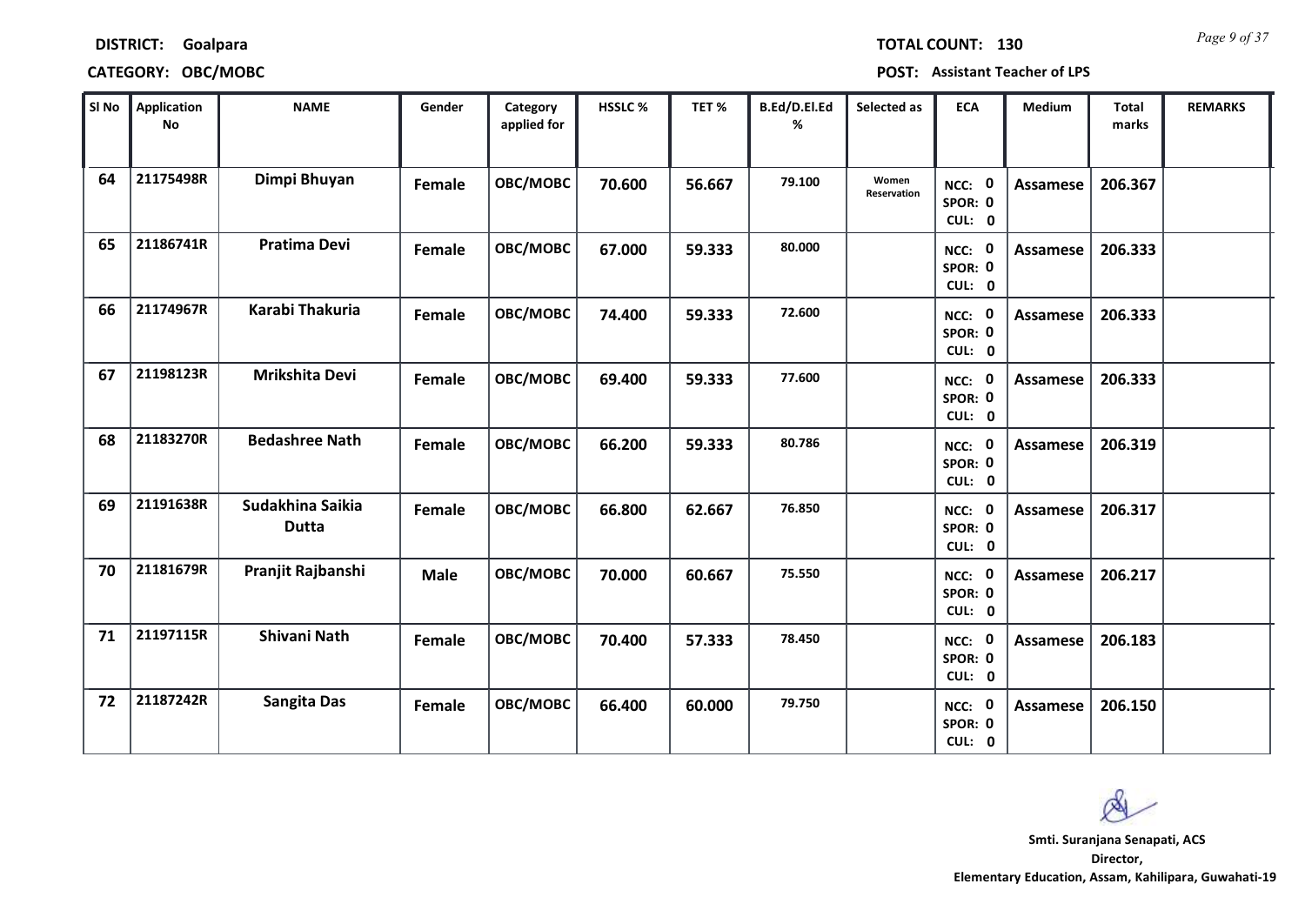**DISTRICT:** Goalpara

**CATEGORY:** OBC/MOBC

**TOTAL COUNT:** 130

**POST:** Assistant Teacher of LPS

| Sl No | Application No | NAME | Gender | Category applied for | HSSLC % | TET % | B.Ed/D.El.Ed % | Selected as | ECA | Medium | Total marks | REMARKS |
|---|---|---|---|---|---|---|---|---|---|---|---|---|
| 64 | 21175498R | Dimpi Bhuyan | Female | OBC/MOBC | 70.600 | 56.667 | 79.100 | Women Reservation | NCC: 0 SPOR: 0 CUL: 0 | Assamese | 206.367 | |
| 65 | 21186741R | Pratima Devi | Female | OBC/MOBC | 67.000 | 59.333 | 80.000 | | NCC: 0 SPOR: 0 CUL: 0 | Assamese | 206.333 | |
| 66 | 21174967R | Karabi Thakuria | Female | OBC/MOBC | 74.400 | 59.333 | 72.600 | | NCC: 0 SPOR: 0 CUL: 0 | Assamese | 206.333 | |
| 67 | 21198123R | Mrikshita Devi | Female | OBC/MOBC | 69.400 | 59.333 | 77.600 | | NCC: 0 SPOR: 0 CUL: 0 | Assamese | 206.333 | |
| 68 | 21183270R | Bedashree Nath | Female | OBC/MOBC | 66.200 | 59.333 | 80.786 | | NCC: 0 SPOR: 0 CUL: 0 | Assamese | 206.319 | |
| 69 | 21191638R | Sudakhina Saikia Dutta | Female | OBC/MOBC | 66.800 | 62.667 | 76.850 | | NCC: 0 SPOR: 0 CUL: 0 | Assamese | 206.317 | |
| 70 | 21181679R | Pranjit Rajbanshi | Male | OBC/MOBC | 70.000 | 60.667 | 75.550 | | NCC: 0 SPOR: 0 CUL: 0 | Assamese | 206.217 | |
| 71 | 21197115R | Shivani Nath | Female | OBC/MOBC | 70.400 | 57.333 | 78.450 | | NCC: 0 SPOR: 0 CUL: 0 | Assamese | 206.183 | |
| 72 | 21187242R | Sangita Das | Female | OBC/MOBC | 66.400 | 60.000 | 79.750 | | NCC: 0 SPOR: 0 CUL: 0 | Assamese | 206.150 | |

**Smti. Suranjana Senapati, ACS**
**Director,**
**Elementary Education, Assam, Kahilipara, Guwahati-19**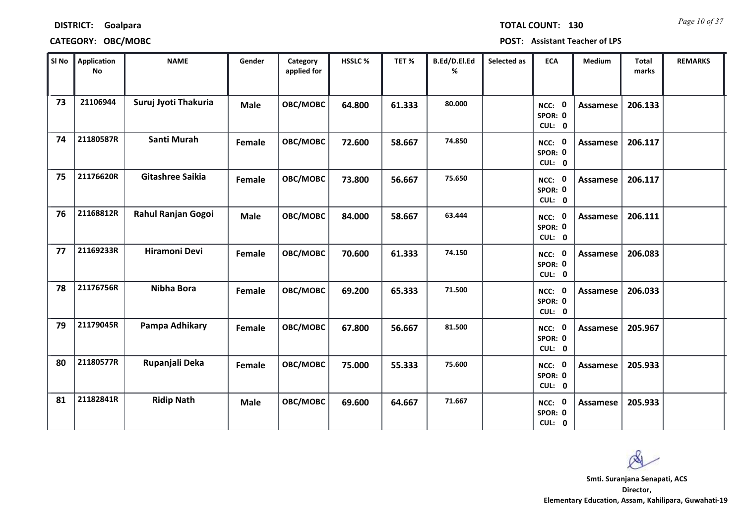**DISTRICT:** Goalpara **TOTAL COUNT:** 130

**CATEGORY:** OBC/MOBC **POST:** Assistant Teacher of LPS

| Sl No | Application No | NAME | Gender | Category applied for | HSSLC % | TET % | B.Ed/D.El.Ed % | Selected as | ECA | Medium | Total marks | REMARKS |
|---|---|---|---|---|---|---|---|---|---|---|---|---|
| 73 | 21106944 | Suruj Jyoti Thakuria | Male | OBC/MOBC | 64.800 | 61.333 | 80.000 | | NCC: 0 SPOR: 0 CUL: 0 | Assamese | 206.133 | |
| 74 | 21180587R | Santi Murah | Female | OBC/MOBC | 72.600 | 58.667 | 74.850 | | NCC: 0 SPOR: 0 CUL: 0 | Assamese | 206.117 | |
| 75 | 21176620R | Gitashree Saikia | Female | OBC/MOBC | 73.800 | 56.667 | 75.650 | | NCC: 0 SPOR: 0 CUL: 0 | Assamese | 206.117 | |
| 76 | 21168812R | Rahul Ranjan Gogoi | Male | OBC/MOBC | 84.000 | 58.667 | 63.444 | | NCC: 0 SPOR: 0 CUL: 0 | Assamese | 206.111 | |
| 77 | 21169233R | Hiramoni Devi | Female | OBC/MOBC | 70.600 | 61.333 | 74.150 | | NCC: 0 SPOR: 0 CUL: 0 | Assamese | 206.083 | |
| 78 | 21176756R | Nibha Bora | Female | OBC/MOBC | 69.200 | 65.333 | 71.500 | | NCC: 0 SPOR: 0 CUL: 0 | Assamese | 206.033 | |
| 79 | 21179045R | Pampa Adhikary | Female | OBC/MOBC | 67.800 | 56.667 | 81.500 | | NCC: 0 SPOR: 0 CUL: 0 | Assamese | 205.967 | |
| 80 | 21180577R | Rupanjali Deka | Female | OBC/MOBC | 75.000 | 55.333 | 75.600 | | NCC: 0 SPOR: 0 CUL: 0 | Assamese | 205.933 | |
| 81 | 21182841R | Ridip Nath | Male | OBC/MOBC | 69.600 | 64.667 | 71.667 | | NCC: 0 SPOR: 0 CUL: 0 | Assamese | 205.933 | |

**Smti. Suranjana Senapati, ACS**
**Director,**
**Elementary Education, Assam, Kahilipara, Guwahati-19**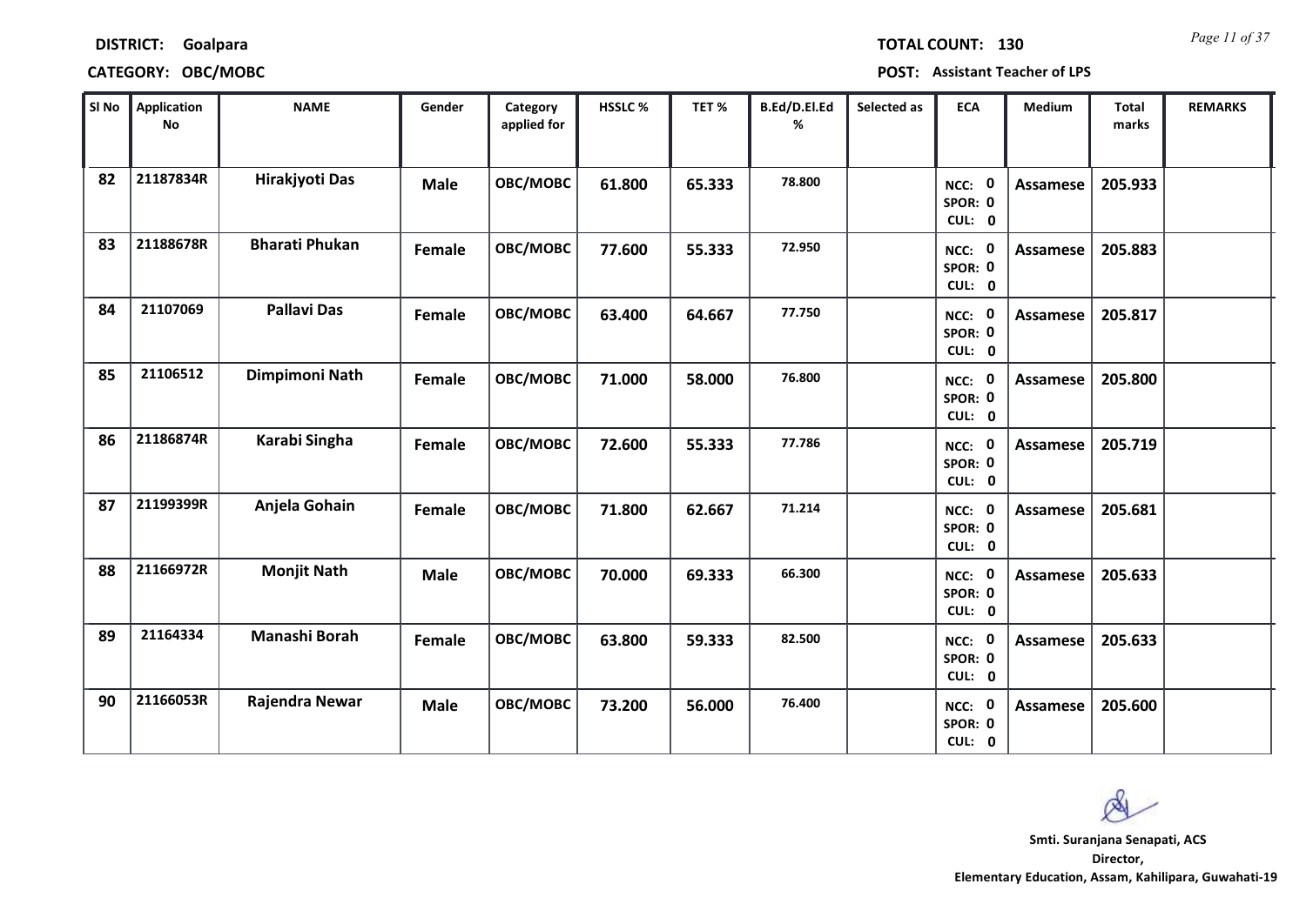**DISTRICT:** Goalpara **TOTAL COUNT:** 130

**CATEGORY:** OBC/MOBC **POST:** Assistant Teacher of LPS

| Sl No | Application No | NAME | Gender | Category applied for | HSSLC % | TET % | B.Ed/D.El.Ed % | Selected as | ECA | Medium | Total marks | REMARKS |
|---|---|---|---|---|---|---|---|---|---|---|---|---|
| 82 | 21187834R | Hirakjyoti Das | Male | OBC/MOBC | 61.800 | 65.333 | 78.800 | | NCC: 0 SPOR: 0 CUL: 0 | Assamese | 205.933 | |
| 83 | 21188678R | Bharati Phukan | Female | OBC/MOBC | 77.600 | 55.333 | 72.950 | | NCC: 0 SPOR: 0 CUL: 0 | Assamese | 205.883 | |
| 84 | 21107069 | Pallavi Das | Female | OBC/MOBC | 63.400 | 64.667 | 77.750 | | NCC: 0 SPOR: 0 CUL: 0 | Assamese | 205.817 | |
| 85 | 21106512 | Dimpimoni Nath | Female | OBC/MOBC | 71.000 | 58.000 | 76.800 | | NCC: 0 SPOR: 0 CUL: 0 | Assamese | 205.800 | |
| 86 | 21186874R | Karabi Singha | Female | OBC/MOBC | 72.600 | 55.333 | 77.786 | | NCC: 0 SPOR: 0 CUL: 0 | Assamese | 205.719 | |
| 87 | 21199399R | Anjela Gohain | Female | OBC/MOBC | 71.800 | 62.667 | 71.214 | | NCC: 0 SPOR: 0 CUL: 0 | Assamese | 205.681 | |
| 88 | 21166972R | Monjit Nath | Male | OBC/MOBC | 70.000 | 69.333 | 66.300 | | NCC: 0 SPOR: 0 CUL: 0 | Assamese | 205.633 | |
| 89 | 21164334 | Manashi Borah | Female | OBC/MOBC | 63.800 | 59.333 | 82.500 | | NCC: 0 SPOR: 0 CUL: 0 | Assamese | 205.633 | |
| 90 | 21166053R | Rajendra Newar | Male | OBC/MOBC | 73.200 | 56.000 | 76.400 | | NCC: 0 SPOR: 0 CUL: 0 | Assamese | 205.600 | |

**Smti. Suranjana Senapati, ACS**
**Director,**
**Elementary Education, Assam, Kahilipara, Guwahati-19**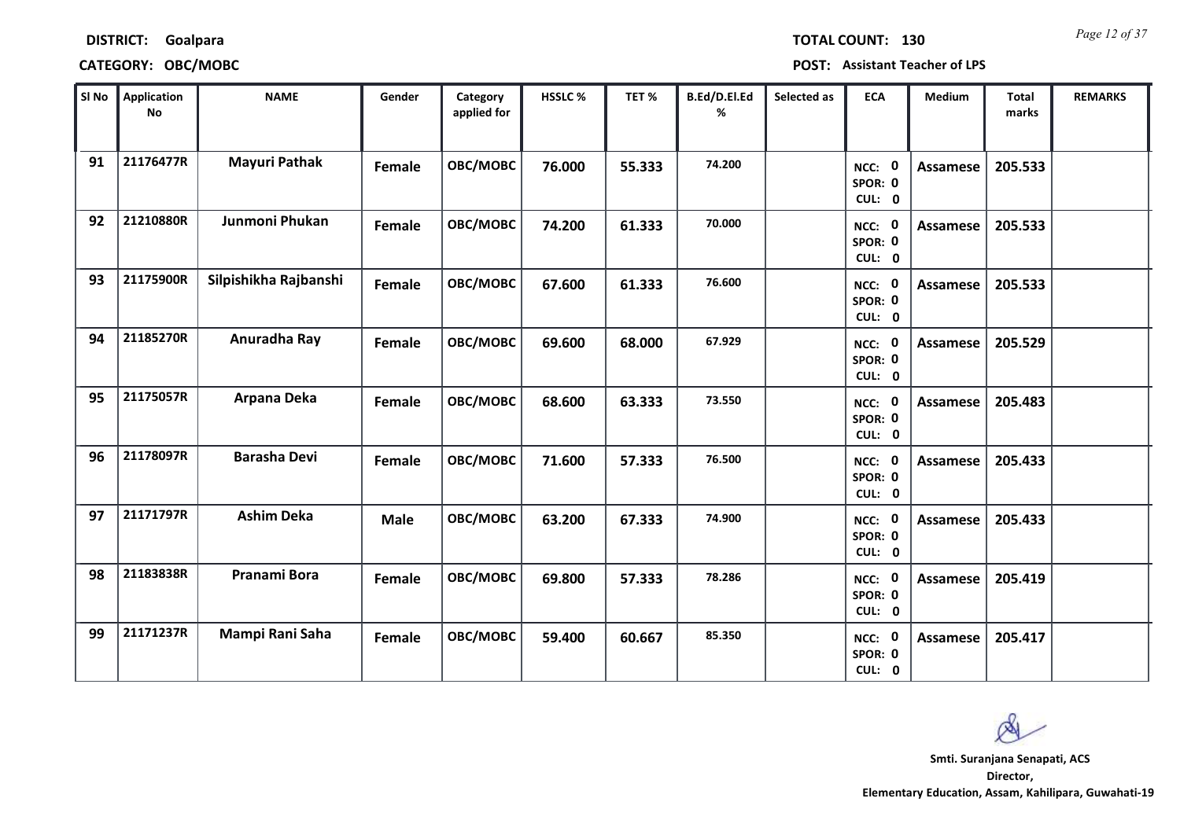**DISTRICT: Goalpara**

**TOTAL COUNT: 130**

**CATEGORY: OBC/MOBC**

**POST: Assistant Teacher of LPS**

| Sl No | Application No | NAME | Gender | Category applied for | HSSLC % | TET % | B.Ed/D.El.Ed % | Selected as | ECA | Medium | Total marks | REMARKS |
|---|---|---|---|---|---|---|---|---|---|---|---|---|
| 91 | 21176477R | Mayuri Pathak | Female | OBC/MOBC | 76.000 | 55.333 | 74.200 | | NCC: 0 SPOR: 0 CUL: 0 | Assamese | 205.533 | |
| 92 | 21210880R | Junmoni Phukan | Female | OBC/MOBC | 74.200 | 61.333 | 70.000 | | NCC: 0 SPOR: 0 CUL: 0 | Assamese | 205.533 | |
| 93 | 21175900R | Silpishikha Rajbanshi | Female | OBC/MOBC | 67.600 | 61.333 | 76.600 | | NCC: 0 SPOR: 0 CUL: 0 | Assamese | 205.533 | |
| 94 | 21185270R | Anuradha Ray | Female | OBC/MOBC | 69.600 | 68.000 | 67.929 | | NCC: 0 SPOR: 0 CUL: 0 | Assamese | 205.529 | |
| 95 | 21175057R | Arpana Deka | Female | OBC/MOBC | 68.600 | 63.333 | 73.550 | | NCC: 0 SPOR: 0 CUL: 0 | Assamese | 205.483 | |
| 96 | 21178097R | Barasha Devi | Female | OBC/MOBC | 71.600 | 57.333 | 76.500 | | NCC: 0 SPOR: 0 CUL: 0 | Assamese | 205.433 | |
| 97 | 21171797R | Ashim Deka | Male | OBC/MOBC | 63.200 | 67.333 | 74.900 | | NCC: 0 SPOR: 0 CUL: 0 | Assamese | 205.433 | |
| 98 | 21183838R | Pranami Bora | Female | OBC/MOBC | 69.800 | 57.333 | 78.286 | | NCC: 0 SPOR: 0 CUL: 0 | Assamese | 205.419 | |
| 99 | 21171237R | Mampi Rani Saha | Female | OBC/MOBC | 59.400 | 60.667 | 85.350 | | NCC: 0 SPOR: 0 CUL: 0 | Assamese | 205.417 | |

**Smti. Suranjana Senapati, ACS**
**Director,**
**Elementary Education, Assam, Kahilipara, Guwahati-19**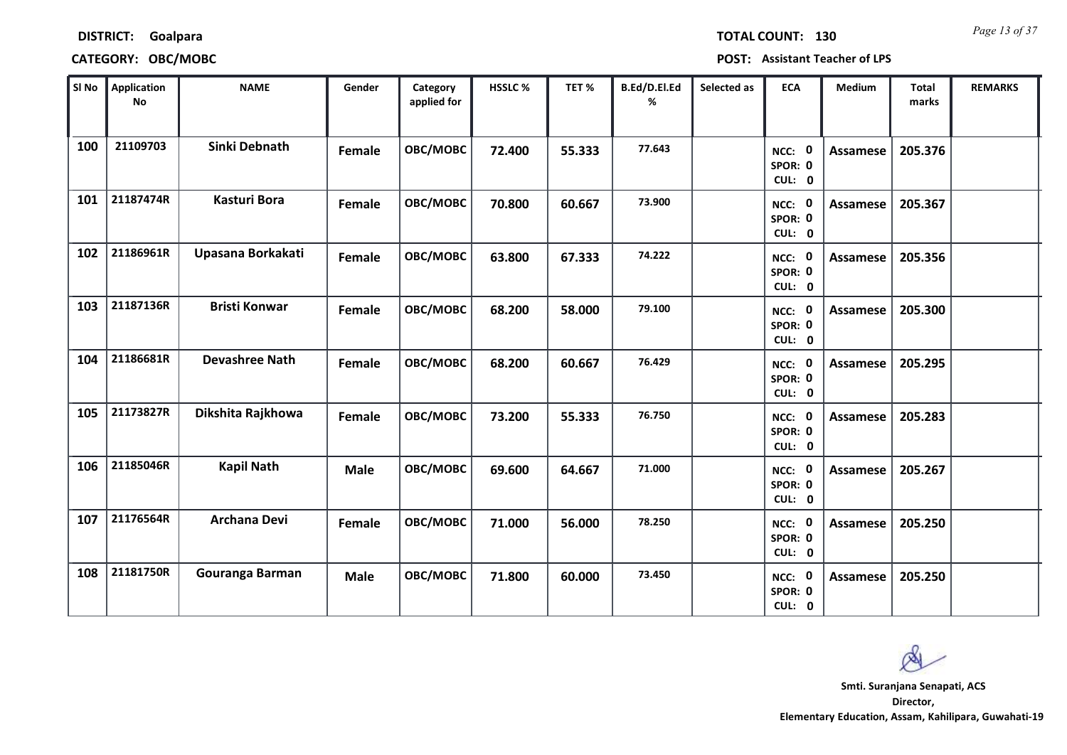**DISTRICT:** Goalpara

**TOTAL COUNT:** 130

**CATEGORY:** OBC/MOBC

**POST:** Assistant Teacher of LPS

| Sl No | Application No | NAME | Gender | Category applied for | HSSLC % | TET % | B.Ed/D.El.Ed % | Selected as | ECA | Medium | Total marks | REMARKS |
|---|---|---|---|---|---|---|---|---|---|---|---|---|
| 100 | 21109703 | Sinki Debnath | Female | OBC/MOBC | 72.400 | 55.333 | 77.643 | | NCC: 0 SPOR: 0 CUL: 0 | Assamese | 205.376 | |
| 101 | 21187474R | Kasturi Bora | Female | OBC/MOBC | 70.800 | 60.667 | 73.900 | | NCC: 0 SPOR: 0 CUL: 0 | Assamese | 205.367 | |
| 102 | 21186961R | Upasana Borkakati | Female | OBC/MOBC | 63.800 | 67.333 | 74.222 | | NCC: 0 SPOR: 0 CUL: 0 | Assamese | 205.356 | |
| 103 | 21187136R | Bristi Konwar | Female | OBC/MOBC | 68.200 | 58.000 | 79.100 | | NCC: 0 SPOR: 0 CUL: 0 | Assamese | 205.300 | |
| 104 | 21186681R | Devashree Nath | Female | OBC/MOBC | 68.200 | 60.667 | 76.429 | | NCC: 0 SPOR: 0 CUL: 0 | Assamese | 205.295 | |
| 105 | 21173827R | Dikshita Rajkhowa | Female | OBC/MOBC | 73.200 | 55.333 | 76.750 | | NCC: 0 SPOR: 0 CUL: 0 | Assamese | 205.283 | |
| 106 | 21185046R | Kapil Nath | Male | OBC/MOBC | 69.600 | 64.667 | 71.000 | | NCC: 0 SPOR: 0 CUL: 0 | Assamese | 205.267 | |
| 107 | 21176564R | Archana Devi | Female | OBC/MOBC | 71.000 | 56.000 | 78.250 | | NCC: 0 SPOR: 0 CUL: 0 | Assamese | 205.250 | |
| 108 | 21181750R | Gouranga Barman | Male | OBC/MOBC | 71.800 | 60.000 | 73.450 | | NCC: 0 SPOR: 0 CUL: 0 | Assamese | 205.250 | |

**Smti. Suranjana Senapati, ACS**
**Director,**
**Elementary Education, Assam, Kahilipara, Guwahati-19**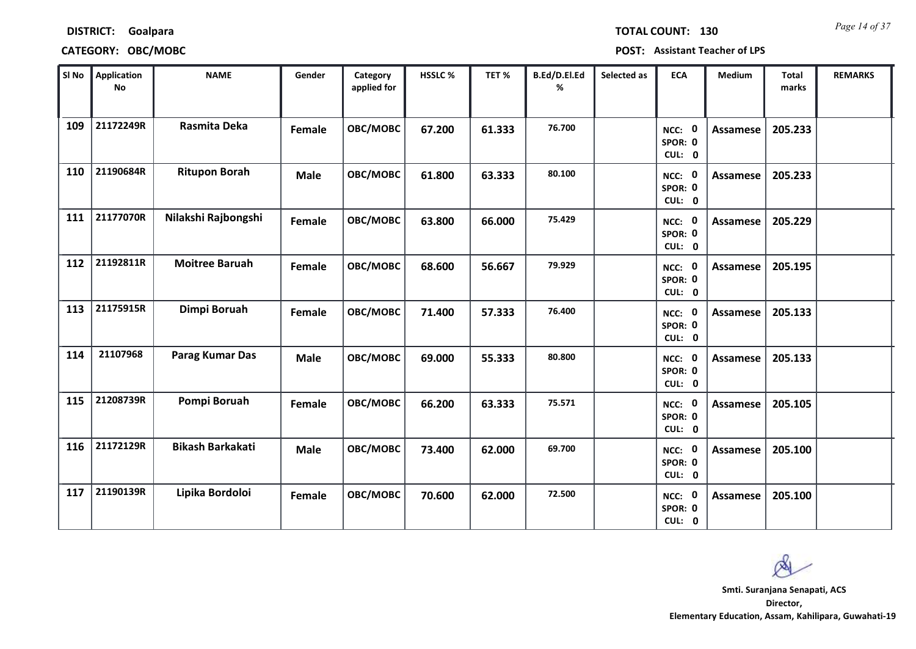**DISTRICT: Goalpara** | **TOTAL COUNT: 130**

**CATEGORY: OBC/MOBC** | **POST: Assistant Teacher of LPS**

| Sl No | Application No | NAME | Gender | Category applied for | HSSLC % | TET % | B.Ed/D.El.Ed % | Selected as | ECA | Medium | Total marks | REMARKS |
|---|---|---|---|---|---|---|---|---|---|---|---|---|
| 109 | 21172249R | Rasmita Deka | Female | OBC/MOBC | 67.200 | 61.333 | 76.700 | | NCC: 0 SPOR: 0 CUL: 0 | Assamese | 205.233 | |
| 110 | 21190684R | Ritupon Borah | Male | OBC/MOBC | 61.800 | 63.333 | 80.100 | | NCC: 0 SPOR: 0 CUL: 0 | Assamese | 205.233 | |
| 111 | 21177070R | Nilakshi Rajbongshi | Female | OBC/MOBC | 63.800 | 66.000 | 75.429 | | NCC: 0 SPOR: 0 CUL: 0 | Assamese | 205.229 | |
| 112 | 21192811R | Moitree Baruah | Female | OBC/MOBC | 68.600 | 56.667 | 79.929 | | NCC: 0 SPOR: 0 CUL: 0 | Assamese | 205.195 | |
| 113 | 21175915R | Dimpi Boruah | Female | OBC/MOBC | 71.400 | 57.333 | 76.400 | | NCC: 0 SPOR: 0 CUL: 0 | Assamese | 205.133 | |
| 114 | 21107968 | Parag Kumar Das | Male | OBC/MOBC | 69.000 | 55.333 | 80.800 | | NCC: 0 SPOR: 0 CUL: 0 | Assamese | 205.133 | |
| 115 | 21208739R | Pompi Boruah | Female | OBC/MOBC | 66.200 | 63.333 | 75.571 | | NCC: 0 SPOR: 0 CUL: 0 | Assamese | 205.105 | |
| 116 | 21172129R | Bikash Barkakati | Male | OBC/MOBC | 73.400 | 62.000 | 69.700 | | NCC: 0 SPOR: 0 CUL: 0 | Assamese | 205.100 | |
| 117 | 21190139R | Lipika Bordoloi | Female | OBC/MOBC | 70.600 | 62.000 | 72.500 | | NCC: 0 SPOR: 0 CUL: 0 | Assamese | 205.100 | |

**Smti. Suranjana Senapati, ACS**
**Director,**
**Elementary Education, Assam, Kahilipara, Guwahati-19**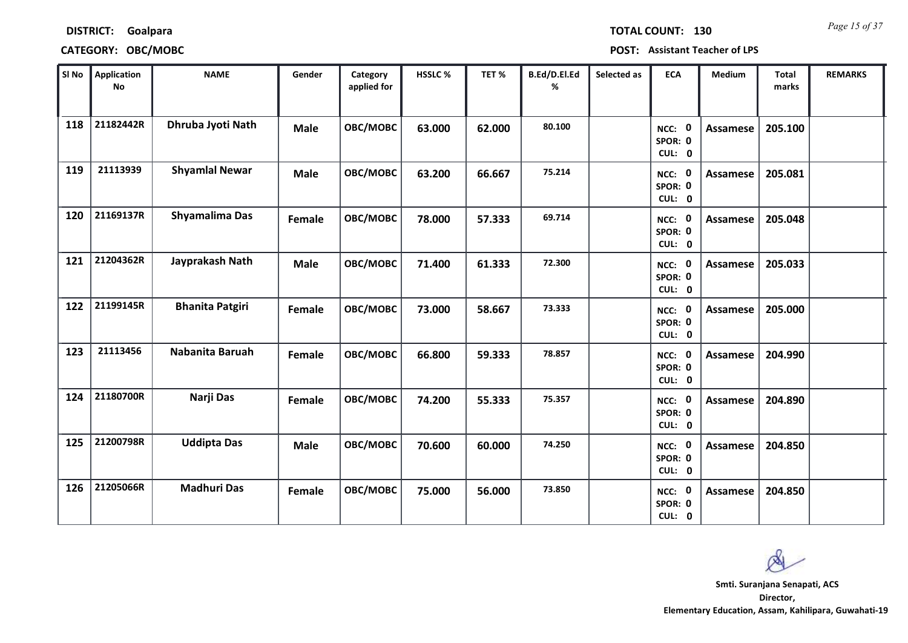**DISTRICT:** Goalpara **TOTAL COUNT:** 130

**CATEGORY:** OBC/MOBC **POST:** Assistant Teacher of LPS

| Sl No | Application No | NAME | Gender | Category applied for | HSSLC % | TET % | B.Ed/D.El.Ed % | Selected as | ECA | Medium | Total marks | REMARKS |
|---|---|---|---|---|---|---|---|---|---|---|---|---|
| 118 | 21182442R | Dhruba Jyoti Nath | Male | OBC/MOBC | 63.000 | 62.000 | 80.100 | | NCC: 0 SPOR: 0 CUL: 0 | Assamese | 205.100 | |
| 119 | 21113939 | Shyamlal Newar | Male | OBC/MOBC | 63.200 | 66.667 | 75.214 | | NCC: 0 SPOR: 0 CUL: 0 | Assamese | 205.081 | |
| 120 | 21169137R | Shyamalima Das | Female | OBC/MOBC | 78.000 | 57.333 | 69.714 | | NCC: 0 SPOR: 0 CUL: 0 | Assamese | 205.048 | |
| 121 | 21204362R | Jayprakash Nath | Male | OBC/MOBC | 71.400 | 61.333 | 72.300 | | NCC: 0 SPOR: 0 CUL: 0 | Assamese | 205.033 | |
| 122 | 21199145R | Bhanita Patgiri | Female | OBC/MOBC | 73.000 | 58.667 | 73.333 | | NCC: 0 SPOR: 0 CUL: 0 | Assamese | 205.000 | |
| 123 | 21113456 | Nabanita Baruah | Female | OBC/MOBC | 66.800 | 59.333 | 78.857 | | NCC: 0 SPOR: 0 CUL: 0 | Assamese | 204.990 | |
| 124 | 21180700R | Narji Das | Female | OBC/MOBC | 74.200 | 55.333 | 75.357 | | NCC: 0 SPOR: 0 CUL: 0 | Assamese | 204.890 | |
| 125 | 21200798R | Uddipta Das | Male | OBC/MOBC | 70.600 | 60.000 | 74.250 | | NCC: 0 SPOR: 0 CUL: 0 | Assamese | 204.850 | |
| 126 | 21205066R | Madhuri Das | Female | OBC/MOBC | 75.000 | 56.000 | 73.850 | | NCC: 0 SPOR: 0 CUL: 0 | Assamese | 204.850 | |

**Smti. Suranjana Senapati, ACS**
**Director,**
**Elementary Education, Assam, Kahilipara, Guwahati-19**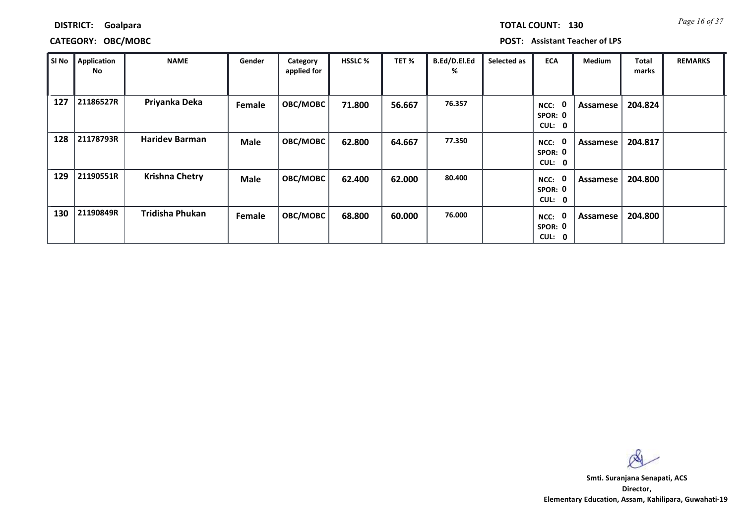**DISTRICT:** Goalpara

**CATEGORY:** OBC/MOBC

**TOTAL COUNT:** 130

**POST:** Assistant Teacher of LPS

| Sl No | Application No | NAME | Gender | Category applied for | HSSLC % | TET % | B.Ed/D.El.Ed % | Selected as | ECA | Medium | Total marks | REMARKS |
|---|---|---|---|---|---|---|---|---|---|---|---|---|
| 127 | 21186527R | Priyanka Deka | Female | OBC/MOBC | 71.800 | 56.667 | 76.357 | | NCC: 0 SPOR: 0 CUL: 0 | Assamese | 204.824 | |
| 128 | 21178793R | Haridev Barman | Male | OBC/MOBC | 62.800 | 64.667 | 77.350 | | NCC: 0 SPOR: 0 CUL: 0 | Assamese | 204.817 | |
| 129 | 21190551R | Krishna Chetry | Male | OBC/MOBC | 62.400 | 62.000 | 80.400 | | NCC: 0 SPOR: 0 CUL: 0 | Assamese | 204.800 | |
| 130 | 21190849R | Tridisha Phukan | Female | OBC/MOBC | 68.800 | 60.000 | 76.000 | | NCC: 0 SPOR: 0 CUL: 0 | Assamese | 204.800 | |

**Smti. Suranjana Senapati, ACS**
**Director,**
**Elementary Education, Assam, Kahilipara, Guwahati-19**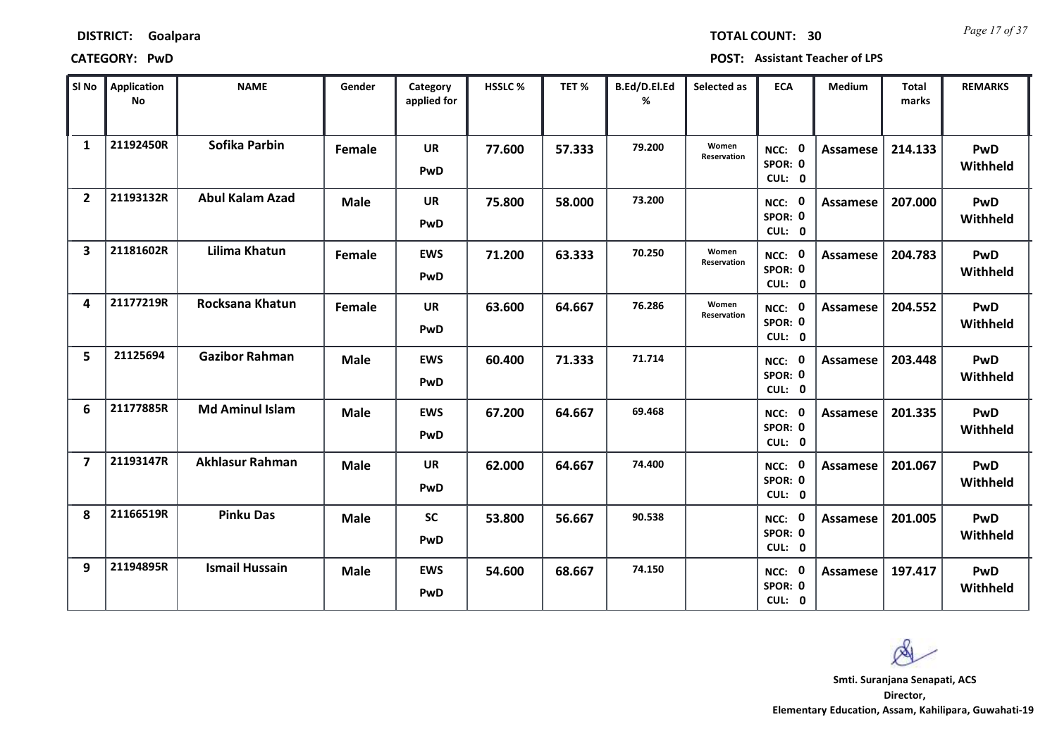**DISTRICT: Goalpara**

**TOTAL COUNT: 30**

**CATEGORY: PwD**

**POST: Assistant Teacher of LPS**

| Sl No | Application No | NAME | Gender | Category applied for | HSSLC % | TET % | B.Ed/D.El.Ed % | Selected as | ECA | Medium | Total marks | REMARKS |
|---|---|---|---|---|---|---|---|---|---|---|---|---|
| 1 | 21192450R | Sofika Parbin | Female | UR PwD | 77.600 | 57.333 | 79.200 | Women Reservation | NCC: 0 SPOR: 0 CUL: 0 | Assamese | 214.133 | PwD Withheld |
| 2 | 21193132R | Abul Kalam Azad | Male | UR PwD | 75.800 | 58.000 | 73.200 | | NCC: 0 SPOR: 0 CUL: 0 | Assamese | 207.000 | PwD Withheld |
| 3 | 21181602R | Lilima Khatun | Female | EWS PwD | 71.200 | 63.333 | 70.250 | Women Reservation | NCC: 0 SPOR: 0 CUL: 0 | Assamese | 204.783 | PwD Withheld |
| 4 | 21177219R | Rocksana Khatun | Female | UR PwD | 63.600 | 64.667 | 76.286 | Women Reservation | NCC: 0 SPOR: 0 CUL: 0 | Assamese | 204.552 | PwD Withheld |
| 5 | 21125694 | Gazibor Rahman | Male | EWS PwD | 60.400 | 71.333 | 71.714 | | NCC: 0 SPOR: 0 CUL: 0 | Assamese | 203.448 | PwD Withheld |
| 6 | 21177885R | Md Aminul Islam | Male | EWS PwD | 67.200 | 64.667 | 69.468 | | NCC: 0 SPOR: 0 CUL: 0 | Assamese | 201.335 | PwD Withheld |
| 7 | 21193147R | Akhlasur Rahman | Male | UR PwD | 62.000 | 64.667 | 74.400 | | NCC: 0 SPOR: 0 CUL: 0 | Assamese | 201.067 | PwD Withheld |
| 8 | 21166519R | Pinku Das | Male | SC PwD | 53.800 | 56.667 | 90.538 | | NCC: 0 SPOR: 0 CUL: 0 | Assamese | 201.005 | PwD Withheld |
| 9 | 21194895R | Ismail Hussain | Male | EWS PwD | 54.600 | 68.667 | 74.150 | | NCC: 0 SPOR: 0 CUL: 0 | Assamese | 197.417 | PwD Withheld |

**Smti. Suranjana Senapati, ACS**
**Director,**
**Elementary Education, Assam, Kahilipara, Guwahati-19**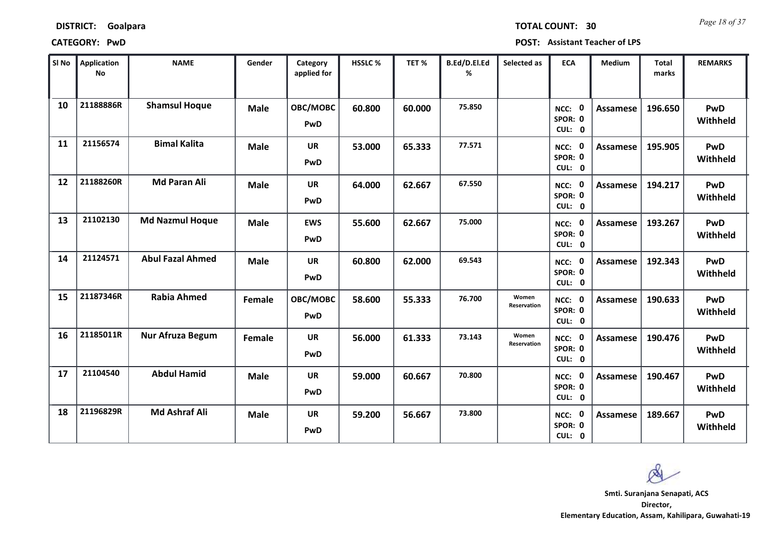**DISTRICT: Goalpara** **TOTAL COUNT: 30**

**CATEGORY: PwD** **POST: Assistant Teacher of LPS**

| Sl No | Application No | NAME | Gender | Category applied for | HSSLC % | TET % | B.Ed/D.El.Ed % | Selected as | ECA | Medium | Total marks | REMARKS |
|---|---|---|---|---|---|---|---|---|---|---|---|---|
| 10 | 21188886R | Shamsul Hoque | Male | OBC/MOBC PwD | 60.800 | 60.000 | 75.850 | | NCC: 0 SPOR: 0 CUL: 0 | Assamese | 196.650 | PwD Withheld |
| 11 | 21156574 | Bimal Kalita | Male | UR PwD | 53.000 | 65.333 | 77.571 | | NCC: 0 SPOR: 0 CUL: 0 | Assamese | 195.905 | PwD Withheld |
| 12 | 21188260R | Md Paran Ali | Male | UR PwD | 64.000 | 62.667 | 67.550 | | NCC: 0 SPOR: 0 CUL: 0 | Assamese | 194.217 | PwD Withheld |
| 13 | 21102130 | Md Nazmul Hoque | Male | EWS PwD | 55.600 | 62.667 | 75.000 | | NCC: 0 SPOR: 0 CUL: 0 | Assamese | 193.267 | PwD Withheld |
| 14 | 21124571 | Abul Fazal Ahmed | Male | UR PwD | 60.800 | 62.000 | 69.543 | | NCC: 0 SPOR: 0 CUL: 0 | Assamese | 192.343 | PwD Withheld |
| 15 | 21187346R | Rabia Ahmed | Female | OBC/MOBC PwD | 58.600 | 55.333 | 76.700 | Women Reservation | NCC: 0 SPOR: 0 CUL: 0 | Assamese | 190.633 | PwD Withheld |
| 16 | 21185011R | Nur Afruza Begum | Female | UR PwD | 56.000 | 61.333 | 73.143 | Women Reservation | NCC: 0 SPOR: 0 CUL: 0 | Assamese | 190.476 | PwD Withheld |
| 17 | 21104540 | Abdul Hamid | Male | UR PwD | 59.000 | 60.667 | 70.800 | | NCC: 0 SPOR: 0 CUL: 0 | Assamese | 190.467 | PwD Withheld |
| 18 | 21196829R | Md Ashraf Ali | Male | UR PwD | 59.200 | 56.667 | 73.800 | | NCC: 0 SPOR: 0 CUL: 0 | Assamese | 189.667 | PwD Withheld |

**Smti. Suranjana Senapati, ACS**
**Director,**
**Elementary Education, Assam, Kahilipara, Guwahati-19**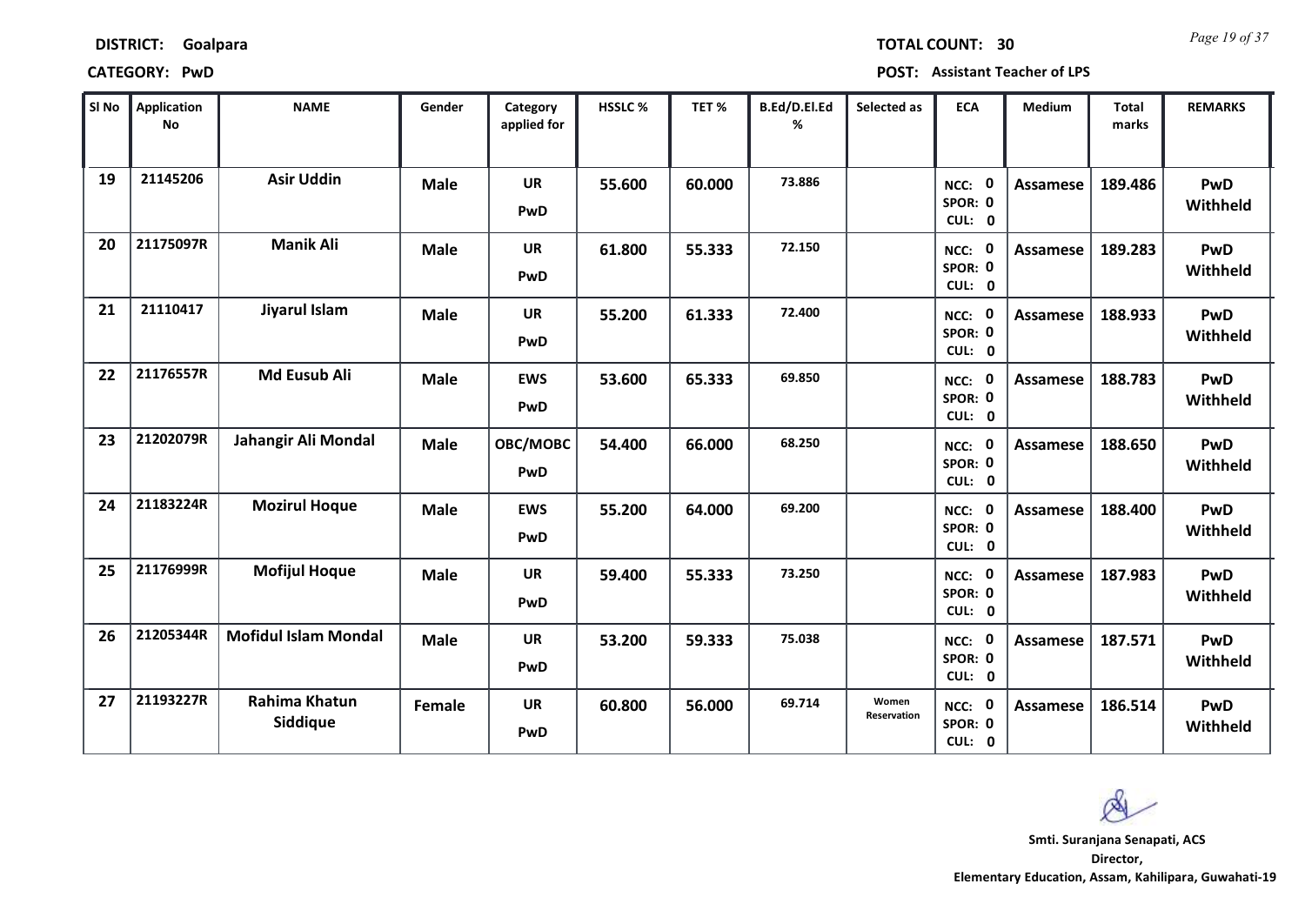**DISTRICT: Goalpara** **TOTAL COUNT: 30**

**CATEGORY: PwD** **POST: Assistant Teacher of LPS**

| Sl No | Application No | NAME | Gender | Category applied for | HSSLC % | TET % | B.Ed/D.El.Ed % | Selected as | ECA | Medium | Total marks | REMARKS |
|---|---|---|---|---|---|---|---|---|---|---|---|---|
| 19 | 21145206 | Asir Uddin | Male | UR PwD | 55.600 | 60.000 | 73.886 | | NCC: 0 SPOR: 0 CUL: 0 | Assamese | 189.486 | PwD Withheld |
| 20 | 21175097R | Manik Ali | Male | UR PwD | 61.800 | 55.333 | 72.150 | | NCC: 0 SPOR: 0 CUL: 0 | Assamese | 189.283 | PwD Withheld |
| 21 | 21110417 | Jiyarul Islam | Male | UR PwD | 55.200 | 61.333 | 72.400 | | NCC: 0 SPOR: 0 CUL: 0 | Assamese | 188.933 | PwD Withheld |
| 22 | 21176557R | Md Eusub Ali | Male | EWS PwD | 53.600 | 65.333 | 69.850 | | NCC: 0 SPOR: 0 CUL: 0 | Assamese | 188.783 | PwD Withheld |
| 23 | 21202079R | Jahangir Ali Mondal | Male | OBC/MOBC PwD | 54.400 | 66.000 | 68.250 | | NCC: 0 SPOR: 0 CUL: 0 | Assamese | 188.650 | PwD Withheld |
| 24 | 21183224R | Mozirul Hoque | Male | EWS PwD | 55.200 | 64.000 | 69.200 | | NCC: 0 SPOR: 0 CUL: 0 | Assamese | 188.400 | PwD Withheld |
| 25 | 21176999R | Mofijul Hoque | Male | UR PwD | 59.400 | 55.333 | 73.250 | | NCC: 0 SPOR: 0 CUL: 0 | Assamese | 187.983 | PwD Withheld |
| 26 | 21205344R | Mofidul Islam Mondal | Male | UR PwD | 53.200 | 59.333 | 75.038 | | NCC: 0 SPOR: 0 CUL: 0 | Assamese | 187.571 | PwD Withheld |
| 27 | 21193227R | Rahima Khatun Siddique | Female | UR PwD | 60.800 | 56.000 | 69.714 | Women Reservation | NCC: 0 SPOR: 0 CUL: 0 | Assamese | 186.514 | PwD Withheld |

**Smti. Suranjana Senapati, ACS**
**Director,**
**Elementary Education, Assam, Kahilipara, Guwahati-19**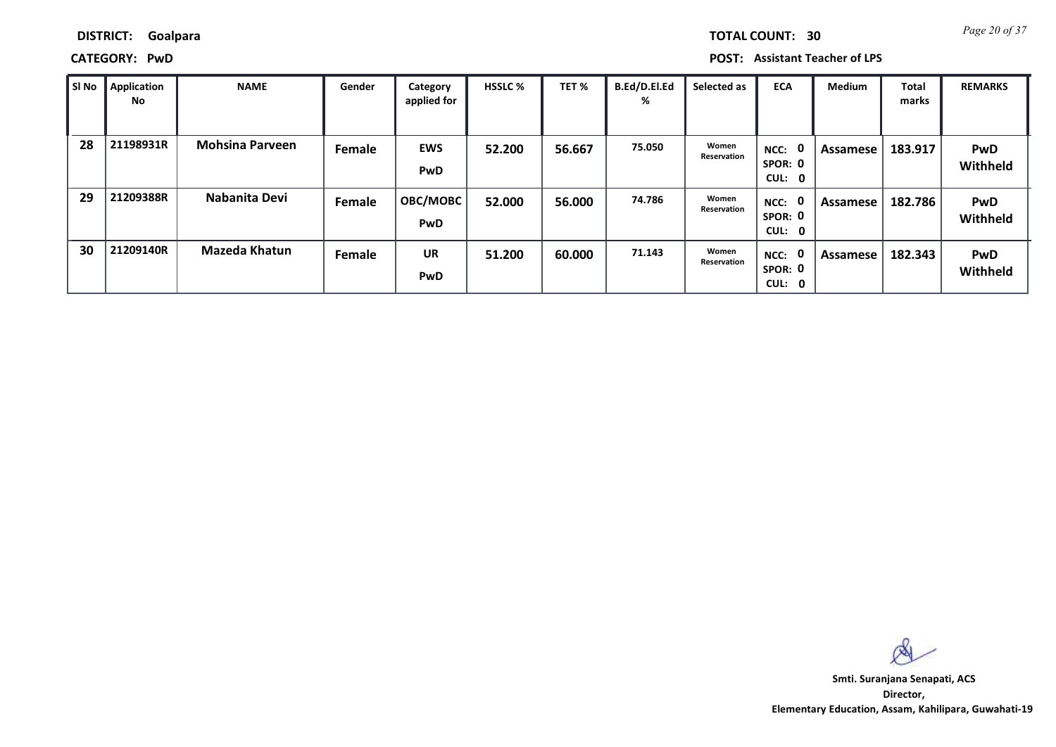**DISTRICT:** Goalpara **TOTAL COUNT:** 30

**CATEGORY:** PwD **POST:** Assistant Teacher of LPS

| Sl No | Application No | NAME | Gender | Category applied for | HSSLC % | TET % | B.Ed/D.El.Ed % | Selected as | ECA | Medium | Total marks | REMARKS |
|---|---|---|---|---|---|---|---|---|---|---|---|---|
| 28 | 21198931R | Mohsina Parveen | Female | EWS PwD | 52.200 | 56.667 | 75.050 | Women Reservation | NCC: 0 SPOR: 0 CUL: 0 | Assamese | 183.917 | PwD Withheld |
| 29 | 21209388R | Nabanita Devi | Female | OBC/MOBC PwD | 52.000 | 56.000 | 74.786 | Women Reservation | NCC: 0 SPOR: 0 CUL: 0 | Assamese | 182.786 | PwD Withheld |
| 30 | 21209140R | Mazeda Khatun | Female | UR PwD | 51.200 | 60.000 | 71.143 | Women Reservation | NCC: 0 SPOR: 0 CUL: 0 | Assamese | 182.343 | PwD Withheld |

**Smti. Suranjana Senapati, ACS**
**Director,**
**Elementary Education, Assam, Kahilipara, Guwahati-19**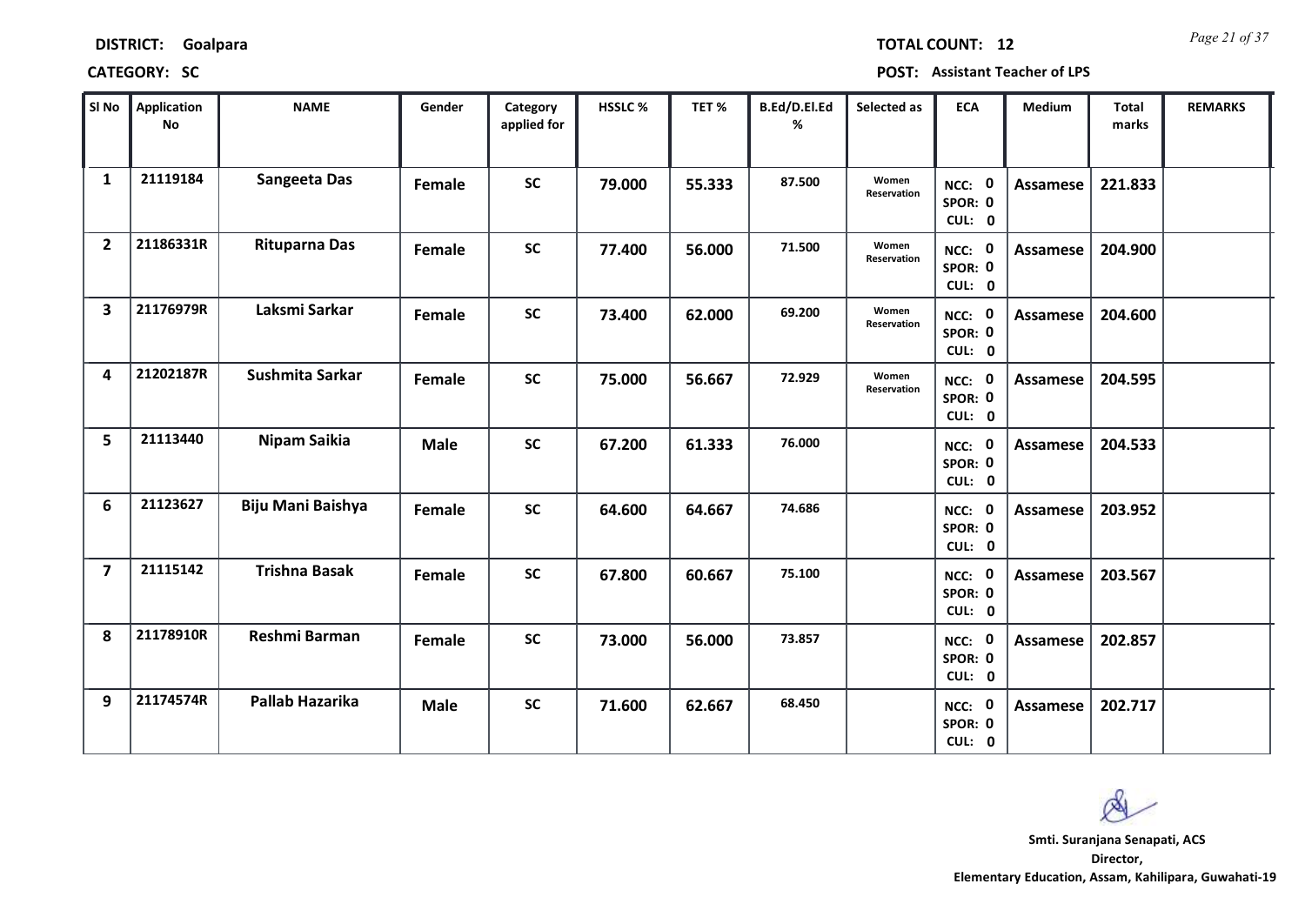**DISTRICT:** Goalpara **TOTAL COUNT:** 12

**CATEGORY:** SC **POST:** Assistant Teacher of LPS

| Sl No | Application No | NAME | Gender | Category applied for | HSSLC % | TET % | B.Ed/D.El.Ed % | Selected as | ECA | Medium | Total marks | REMARKS |
|---|---|---|---|---|---|---|---|---|---|---|---|---|
| 1 | 21119184 | Sangeeta Das | Female | SC | 79.000 | 55.333 | 87.500 | Women Reservation | NCC: 0 SPOR: 0 CUL: 0 | Assamese | 221.833 | |
| 2 | 21186331R | Rituparna Das | Female | SC | 77.400 | 56.000 | 71.500 | Women Reservation | NCC: 0 SPOR: 0 CUL: 0 | Assamese | 204.900 | |
| 3 | 21176979R | Laksmi Sarkar | Female | SC | 73.400 | 62.000 | 69.200 | Women Reservation | NCC: 0 SPOR: 0 CUL: 0 | Assamese | 204.600 | |
| 4 | 21202187R | Sushmita Sarkar | Female | SC | 75.000 | 56.667 | 72.929 | Women Reservation | NCC: 0 SPOR: 0 CUL: 0 | Assamese | 204.595 | |
| 5 | 21113440 | Nipam Saikia | Male | SC | 67.200 | 61.333 | 76.000 | | NCC: 0 SPOR: 0 CUL: 0 | Assamese | 204.533 | |
| 6 | 21123627 | Biju Mani Baishya | Female | SC | 64.600 | 64.667 | 74.686 | | NCC: 0 SPOR: 0 CUL: 0 | Assamese | 203.952 | |
| 7 | 21115142 | Trishna Basak | Female | SC | 67.800 | 60.667 | 75.100 | | NCC: 0 SPOR: 0 CUL: 0 | Assamese | 203.567 | |
| 8 | 21178910R | Reshmi Barman | Female | SC | 73.000 | 56.000 | 73.857 | | NCC: 0 SPOR: 0 CUL: 0 | Assamese | 202.857 | |
| 9 | 21174574R | Pallab Hazarika | Male | SC | 71.600 | 62.667 | 68.450 | | NCC: 0 SPOR: 0 CUL: 0 | Assamese | 202.717 | |

**Smti. Suranjana Senapati, ACS**
**Director,**
**Elementary Education, Assam, Kahilipara, Guwahati-19**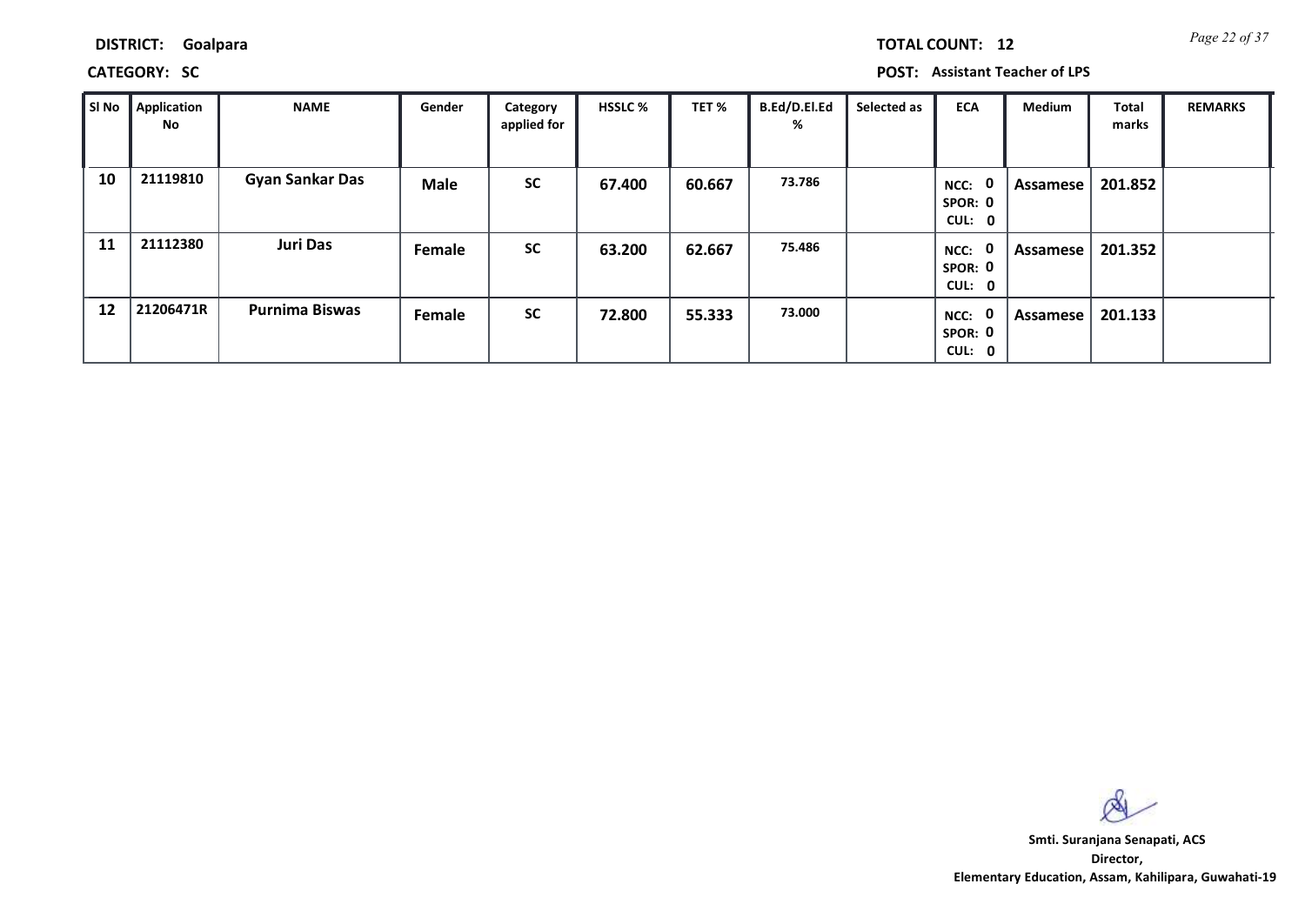**DISTRICT:** Goalpara

**TOTAL COUNT:** 12

**CATEGORY:** SC

**POST:** Assistant Teacher of LPS

| Sl No | Application No | NAME | Gender | Category applied for | HSSLC % | TET % | B.Ed/D.El.Ed % | Selected as | ECA | Medium | Total marks | REMARKS |
|---|---|---|---|---|---|---|---|---|---|---|---|---|
| 10 | 21119810 | Gyan Sankar Das | Male | SC | 67.400 | 60.667 | 73.786 | | NCC: 0 SPOR: 0 CUL: 0 | Assamese | 201.852 | |
| 11 | 21112380 | Juri Das | Female | SC | 63.200 | 62.667 | 75.486 | | NCC: 0 SPOR: 0 CUL: 0 | Assamese | 201.352 | |
| 12 | 21206471R | Purnima Biswas | Female | SC | 72.800 | 55.333 | 73.000 | | NCC: 0 SPOR: 0 CUL: 0 | Assamese | 201.133 | |

**Smti. Suranjana Senapati, ACS**
**Director,**
**Elementary Education, Assam, Kahilipara, Guwahati-19**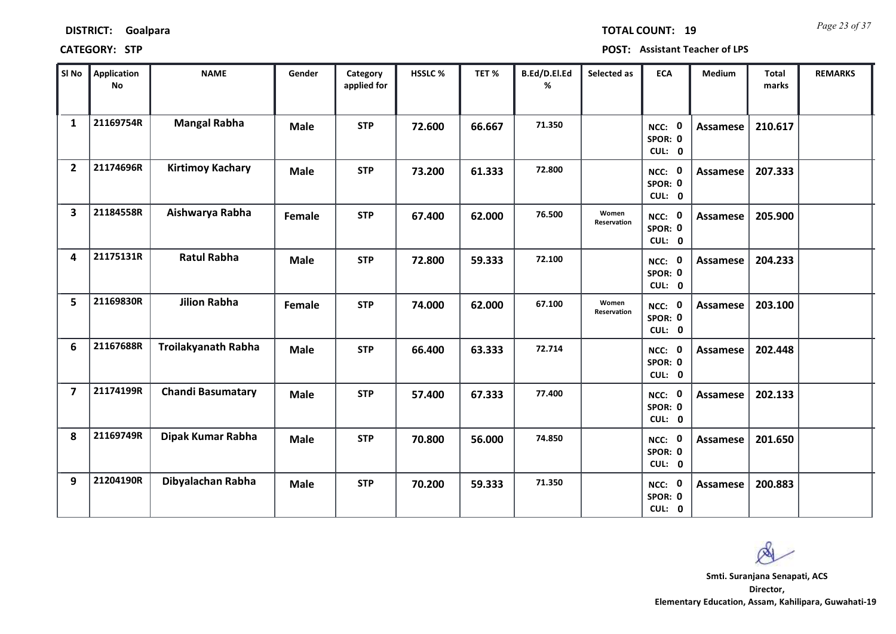**DISTRICT:** Goalpara

**TOTAL COUNT:** 19

**CATEGORY:** STP

**POST:** Assistant Teacher of LPS

| Sl No | Application No | NAME | Gender | Category applied for | HSSLC % | TET % | B.Ed/D.El.Ed % | Selected as | ECA | Medium | Total marks | REMARKS |
|---|---|---|---|---|---|---|---|---|---|---|---|---|
| 1 | 21169754R | Mangal Rabha | Male | STP | 72.600 | 66.667 | 71.350 | | NCC: 0 SPOR: 0 CUL: 0 | Assamese | 210.617 | |
| 2 | 21174696R | Kirtimoy Kachary | Male | STP | 73.200 | 61.333 | 72.800 | | NCC: 0 SPOR: 0 CUL: 0 | Assamese | 207.333 | |
| 3 | 21184558R | Aishwarya Rabha | Female | STP | 67.400 | 62.000 | 76.500 | Women Reservation | NCC: 0 SPOR: 0 CUL: 0 | Assamese | 205.900 | |
| 4 | 21175131R | Ratul Rabha | Male | STP | 72.800 | 59.333 | 72.100 | | NCC: 0 SPOR: 0 CUL: 0 | Assamese | 204.233 | |
| 5 | 21169830R | Jilion Rabha | Female | STP | 74.000 | 62.000 | 67.100 | Women Reservation | NCC: 0 SPOR: 0 CUL: 0 | Assamese | 203.100 | |
| 6 | 21167688R | Troilakyanath Rabha | Male | STP | 66.400 | 63.333 | 72.714 | | NCC: 0 SPOR: 0 CUL: 0 | Assamese | 202.448 | |
| 7 | 21174199R | Chandi Basumatary | Male | STP | 57.400 | 67.333 | 77.400 | | NCC: 0 SPOR: 0 CUL: 0 | Assamese | 202.133 | |
| 8 | 21169749R | Dipak Kumar Rabha | Male | STP | 70.800 | 56.000 | 74.850 | | NCC: 0 SPOR: 0 CUL: 0 | Assamese | 201.650 | |
| 9 | 21204190R | Dibyalachan Rabha | Male | STP | 70.200 | 59.333 | 71.350 | | NCC: 0 SPOR: 0 CUL: 0 | Assamese | 200.883 | |

**Smti. Suranjana Senapati, ACS**
**Director,**
**Elementary Education, Assam, Kahilipara, Guwahati-19**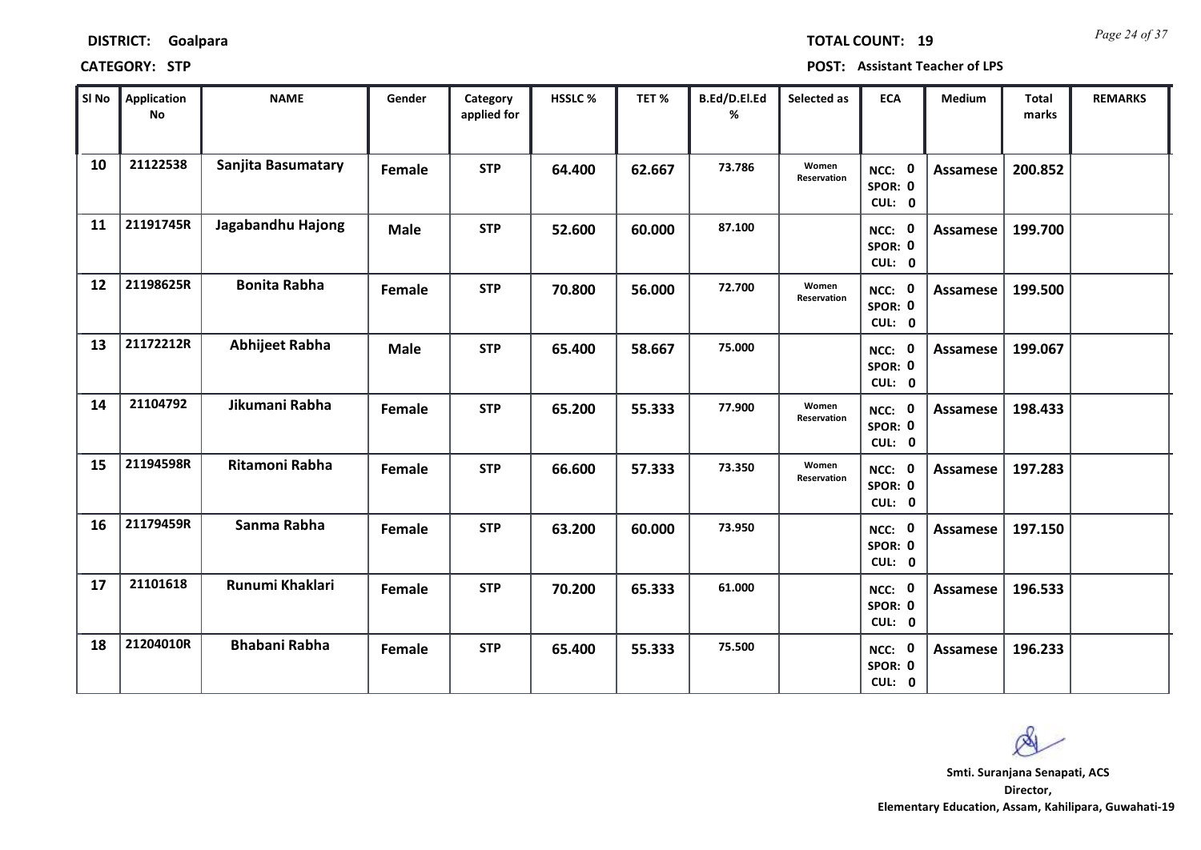**DISTRICT:** Goalpara **TOTAL COUNT:** 19

**CATEGORY:** STP **POST:** Assistant Teacher of LPS

| Sl No | Application No | NAME | Gender | Category applied for | HSSLC % | TET % | B.Ed/D.El.Ed % | Selected as | ECA | Medium | Total marks | REMARKS |
|---|---|---|---|---|---|---|---|---|---|---|---|---|
| 10 | 21122538 | Sanjita Basumatary | Female | STP | 64.400 | 62.667 | 73.786 | Women Reservation | NCC: 0 SPOR: 0 CUL: 0 | Assamese | 200.852 | |
| 11 | 21191745R | Jagabandhu Hajong | Male | STP | 52.600 | 60.000 | 87.100 | | NCC: 0 SPOR: 0 CUL: 0 | Assamese | 199.700 | |
| 12 | 21198625R | Bonita Rabha | Female | STP | 70.800 | 56.000 | 72.700 | Women Reservation | NCC: 0 SPOR: 0 CUL: 0 | Assamese | 199.500 | |
| 13 | 21172212R | Abhijeet Rabha | Male | STP | 65.400 | 58.667 | 75.000 | | NCC: 0 SPOR: 0 CUL: 0 | Assamese | 199.067 | |
| 14 | 21104792 | Jikumani Rabha | Female | STP | 65.200 | 55.333 | 77.900 | Women Reservation | NCC: 0 SPOR: 0 CUL: 0 | Assamese | 198.433 | |
| 15 | 21194598R | Ritamoni Rabha | Female | STP | 66.600 | 57.333 | 73.350 | Women Reservation | NCC: 0 SPOR: 0 CUL: 0 | Assamese | 197.283 | |
| 16 | 21179459R | Sanma Rabha | Female | STP | 63.200 | 60.000 | 73.950 | | NCC: 0 SPOR: 0 CUL: 0 | Assamese | 197.150 | |
| 17 | 21101618 | Runumi Khaklari | Female | STP | 70.200 | 65.333 | 61.000 | | NCC: 0 SPOR: 0 CUL: 0 | Assamese | 196.533 | |
| 18 | 21204010R | Bhabani Rabha | Female | STP | 65.400 | 55.333 | 75.500 | | NCC: 0 SPOR: 0 CUL: 0 | Assamese | 196.233 | |

**Smti. Suranjana Senapati, ACS**
**Director,**
**Elementary Education, Assam, Kahilipara, Guwahati-19**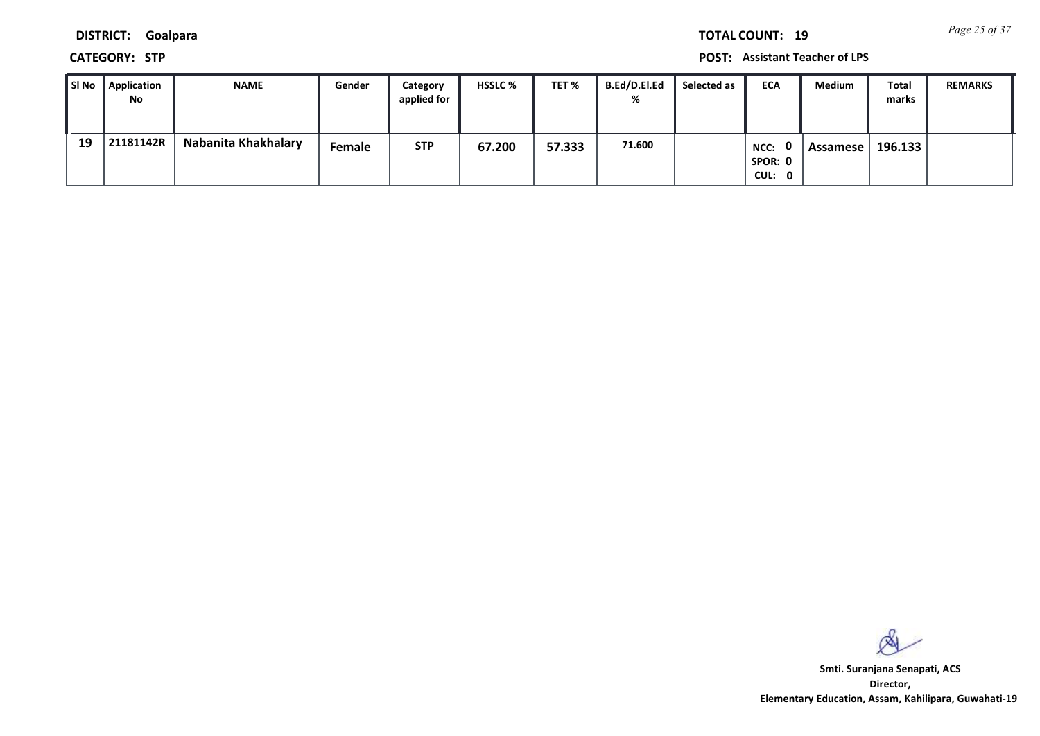**DISTRICT:** Goalpara

**TOTAL COUNT:** 19

**CATEGORY:** STP

**POST:** Assistant Teacher of LPS

| Sl No | Application No | NAME | Gender | Category applied for | HSSLC % | TET % | B.Ed/D.El.Ed % | Selected as | ECA | Medium | Total marks | REMARKS |
|---|---|---|---|---|---|---|---|---|---|---|---|---|
| 19 | 21181142R | Nabanita Khakhalary | Female | STP | 67.200 | 57.333 | 71.600 | | NCC: 0 SPOR: 0 CUL: 0 | Assamese | 196.133 | |

**Smti. Suranjana Senapati, ACS**
**Director,**
**Elementary Education, Assam, Kahilipara, Guwahati-19**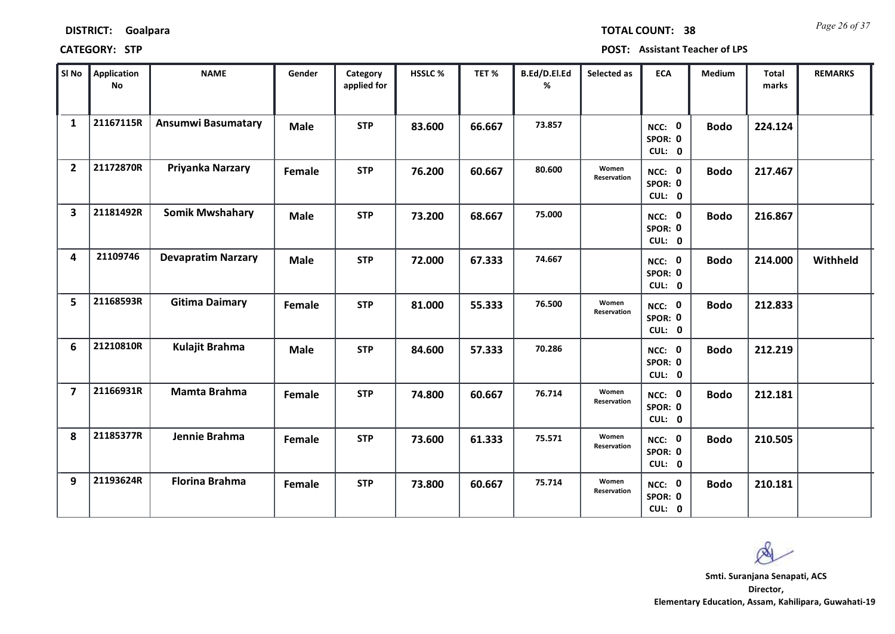**DISTRICT:** Goalpara

**TOTAL COUNT:** 38

**CATEGORY:** STP

**POST:** Assistant Teacher of LPS

| Sl No | Application No | NAME | Gender | Category applied for | HSSLC % | TET % | B.Ed/D.El.Ed % | Selected as | ECA | Medium | Total marks | REMARKS |
|---|---|---|---|---|---|---|---|---|---|---|---|---|
| 1 | 21167115R | Ansumwi Basumatary | Male | STP | 83.600 | 66.667 | 73.857 | | NCC: 0 SPOR: 0 CUL: 0 | Bodo | 224.124 | |
| 2 | 21172870R | Priyanka Narzary | Female | STP | 76.200 | 60.667 | 80.600 | Women Reservation | NCC: 0 SPOR: 0 CUL: 0 | Bodo | 217.467 | |
| 3 | 21181492R | Somik Mwshahary | Male | STP | 73.200 | 68.667 | 75.000 | | NCC: 0 SPOR: 0 CUL: 0 | Bodo | 216.867 | |
| 4 | 21109746 | Devapratim Narzary | Male | STP | 72.000 | 67.333 | 74.667 | | NCC: 0 SPOR: 0 CUL: 0 | Bodo | 214.000 | Withheld |
| 5 | 21168593R | Gitima Daimary | Female | STP | 81.000 | 55.333 | 76.500 | Women Reservation | NCC: 0 SPOR: 0 CUL: 0 | Bodo | 212.833 | |
| 6 | 21210810R | Kulajit Brahma | Male | STP | 84.600 | 57.333 | 70.286 | | NCC: 0 SPOR: 0 CUL: 0 | Bodo | 212.219 | |
| 7 | 21166931R | Mamta Brahma | Female | STP | 74.800 | 60.667 | 76.714 | Women Reservation | NCC: 0 SPOR: 0 CUL: 0 | Bodo | 212.181 | |
| 8 | 21185377R | Jennie Brahma | Female | STP | 73.600 | 61.333 | 75.571 | Women Reservation | NCC: 0 SPOR: 0 CUL: 0 | Bodo | 210.505 | |
| 9 | 21193624R | Florina Brahma | Female | STP | 73.800 | 60.667 | 75.714 | Women Reservation | NCC: 0 SPOR: 0 CUL: 0 | Bodo | 210.181 | |

**Smti. Suranjana Senapati, ACS**
**Director,**
**Elementary Education, Assam, Kahilipara, Guwahati-19**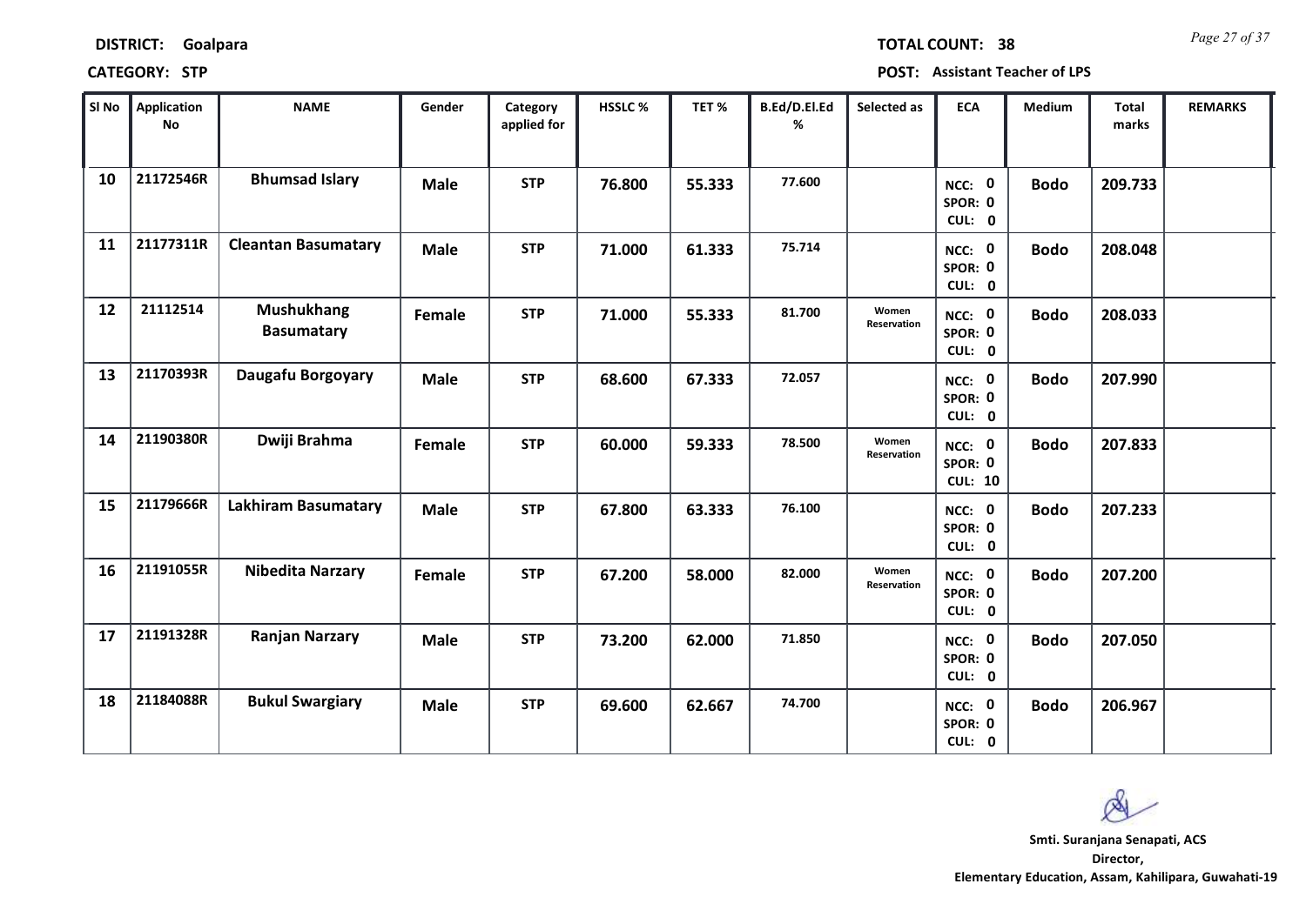**DISTRICT: Goalpara** **TOTAL COUNT: 38**

**CATEGORY: STP** **POST: Assistant Teacher of LPS**

| Sl No | Application No | NAME | Gender | Category applied for | HSSLC % | TET % | B.Ed/D.El.Ed % | Selected as | ECA | Medium | Total marks | REMARKS |
|---|---|---|---|---|---|---|---|---|---|---|---|---|
| 10 | 21172546R | Bhumsad Islary | Male | STP | 76.800 | 55.333 | 77.600 | | NCC: 0 SPOR: 0 CUL: 0 | Bodo | 209.733 | |
| 11 | 21177311R | Cleantan Basumatary | Male | STP | 71.000 | 61.333 | 75.714 | | NCC: 0 SPOR: 0 CUL: 0 | Bodo | 208.048 | |
| 12 | 21112514 | Mushukhang Basumatary | Female | STP | 71.000 | 55.333 | 81.700 | Women Reservation | NCC: 0 SPOR: 0 CUL: 0 | Bodo | 208.033 | |
| 13 | 21170393R | Daugafu Borgoyary | Male | STP | 68.600 | 67.333 | 72.057 | | NCC: 0 SPOR: 0 CUL: 0 | Bodo | 207.990 | |
| 14 | 21190380R | Dwiji Brahma | Female | STP | 60.000 | 59.333 | 78.500 | Women Reservation | NCC: 0 SPOR: 0 CUL: 10 | Bodo | 207.833 | |
| 15 | 21179666R | Lakhiram Basumatary | Male | STP | 67.800 | 63.333 | 76.100 | | NCC: 0 SPOR: 0 CUL: 0 | Bodo | 207.233 | |
| 16 | 21191055R | Nibedita Narzary | Female | STP | 67.200 | 58.000 | 82.000 | Women Reservation | NCC: 0 SPOR: 0 CUL: 0 | Bodo | 207.200 | |
| 17 | 21191328R | Ranjan Narzary | Male | STP | 73.200 | 62.000 | 71.850 | | NCC: 0 SPOR: 0 CUL: 0 | Bodo | 207.050 | |
| 18 | 21184088R | Bukul Swargiary | Male | STP | 69.600 | 62.667 | 74.700 | | NCC: 0 SPOR: 0 CUL: 0 | Bodo | 206.967 | |

**Smti. Suranjana Senapati, ACS**
**Director,**
**Elementary Education, Assam, Kahilipara, Guwahati-19**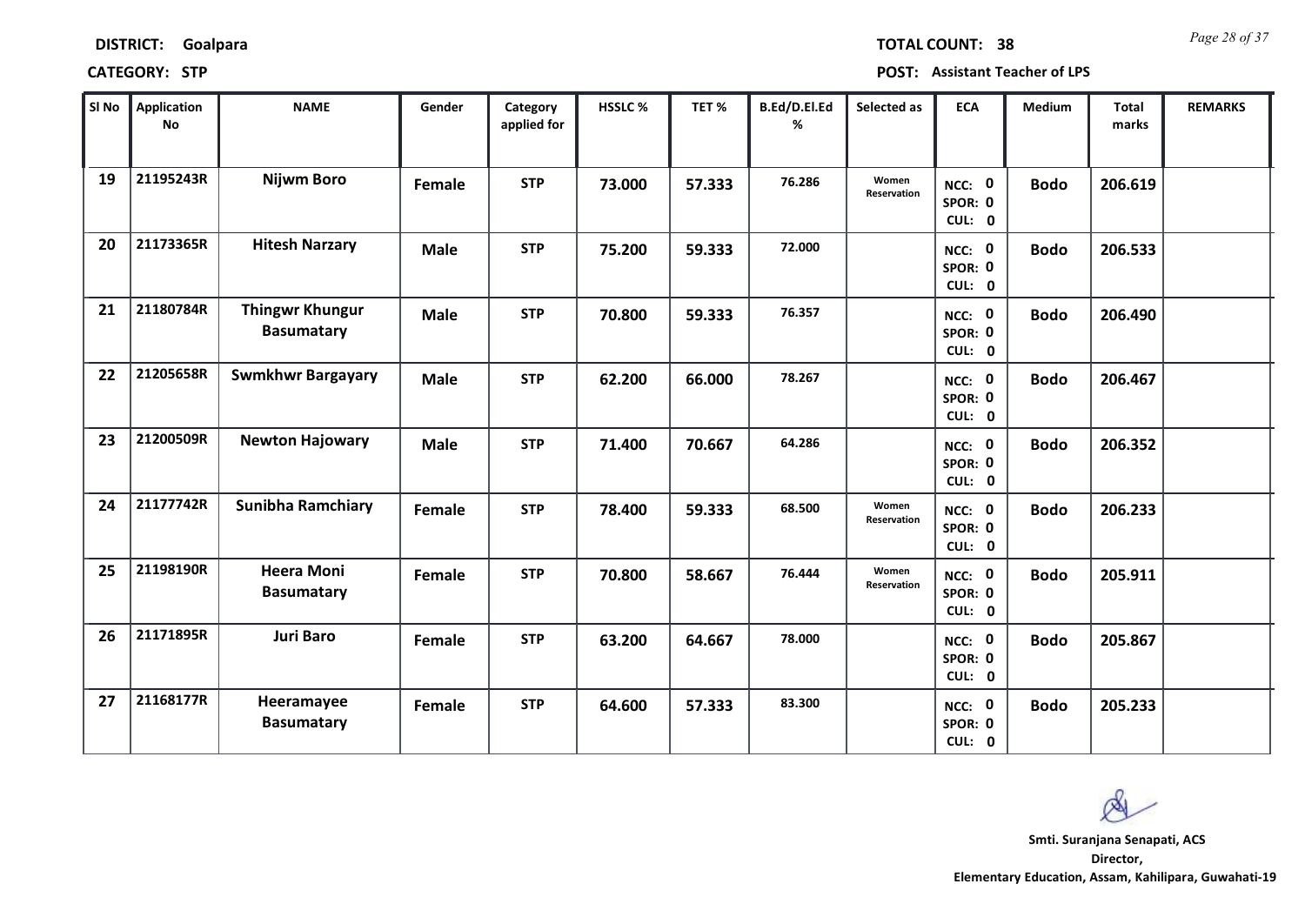**DISTRICT: Goalpara** **TOTAL COUNT: 38**

**CATEGORY: STP** **POST: Assistant Teacher of LPS**

| Sl No | Application No | NAME | Gender | Category applied for | HSSLC % | TET % | B.Ed/D.El.Ed % | Selected as | ECA | Medium | Total marks | REMARKS |
|---|---|---|---|---|---|---|---|---|---|---|---|---|
| 19 | 21195243R | Nijwm Boro | Female | STP | 73.000 | 57.333 | 76.286 | Women Reservation | NCC: 0 SPOR: 0 CUL: 0 | Bodo | 206.619 | |
| 20 | 21173365R | Hitesh Narzary | Male | STP | 75.200 | 59.333 | 72.000 | | NCC: 0 SPOR: 0 CUL: 0 | Bodo | 206.533 | |
| 21 | 21180784R | Thingwr Khungur Basumatary | Male | STP | 70.800 | 59.333 | 76.357 | | NCC: 0 SPOR: 0 CUL: 0 | Bodo | 206.490 | |
| 22 | 21205658R | Swmkhwr Bargayary | Male | STP | 62.200 | 66.000 | 78.267 | | NCC: 0 SPOR: 0 CUL: 0 | Bodo | 206.467 | |
| 23 | 21200509R | Newton Hajowary | Male | STP | 71.400 | 70.667 | 64.286 | | NCC: 0 SPOR: 0 CUL: 0 | Bodo | 206.352 | |
| 24 | 21177742R | Sunibha Ramchiary | Female | STP | 78.400 | 59.333 | 68.500 | Women Reservation | NCC: 0 SPOR: 0 CUL: 0 | Bodo | 206.233 | |
| 25 | 21198190R | Heera Moni Basumatary | Female | STP | 70.800 | 58.667 | 76.444 | Women Reservation | NCC: 0 SPOR: 0 CUL: 0 | Bodo | 205.911 | |
| 26 | 21171895R | Juri Baro | Female | STP | 63.200 | 64.667 | 78.000 | | NCC: 0 SPOR: 0 CUL: 0 | Bodo | 205.867 | |
| 27 | 21168177R | Heeramayee Basumatary | Female | STP | 64.600 | 57.333 | 83.300 | | NCC: 0 SPOR: 0 CUL: 0 | Bodo | 205.233 | |

**Smti. Suranjana Senapati, ACS**
**Director,**
**Elementary Education, Assam, Kahilipara, Guwahati-19**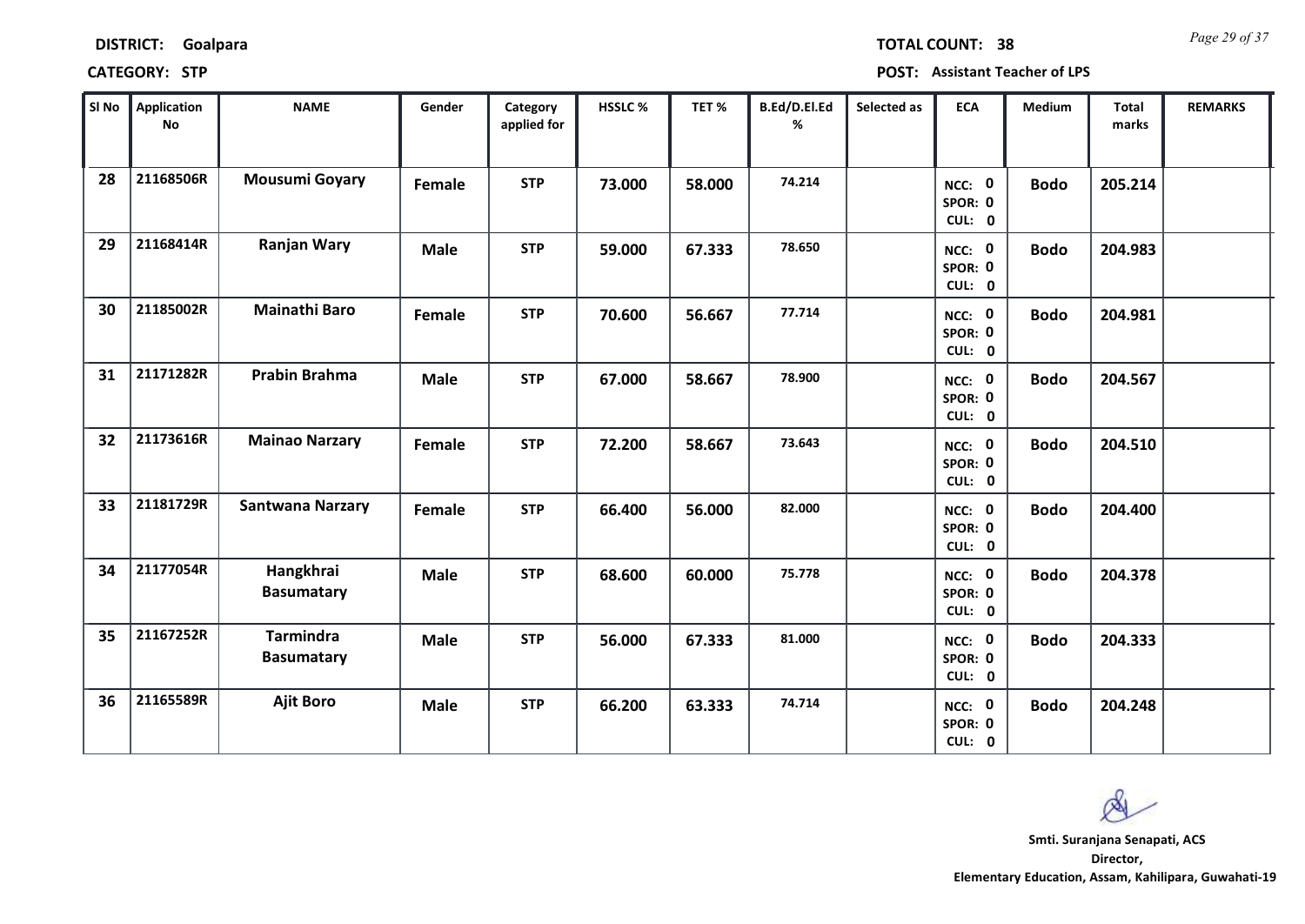**DISTRICT:** Goalpara **TOTAL COUNT:** 38

**CATEGORY:** STP **POST:** Assistant Teacher of LPS

| Sl No | Application No | NAME | Gender | Category applied for | HSSLC % | TET % | B.Ed/D.El.Ed % | Selected as | ECA | Medium | Total marks | REMARKS |
|---|---|---|---|---|---|---|---|---|---|---|---|---|
| 28 | 21168506R | Mousumi Goyary | Female | STP | 73.000 | 58.000 | 74.214 | | NCC: 0 SPOR: 0 CUL: 0 | Bodo | 205.214 | |
| 29 | 21168414R | Ranjan Wary | Male | STP | 59.000 | 67.333 | 78.650 | | NCC: 0 SPOR: 0 CUL: 0 | Bodo | 204.983 | |
| 30 | 21185002R | Mainathi Baro | Female | STP | 70.600 | 56.667 | 77.714 | | NCC: 0 SPOR: 0 CUL: 0 | Bodo | 204.981 | |
| 31 | 21171282R | Prabin Brahma | Male | STP | 67.000 | 58.667 | 78.900 | | NCC: 0 SPOR: 0 CUL: 0 | Bodo | 204.567 | |
| 32 | 21173616R | Mainao Narzary | Female | STP | 72.200 | 58.667 | 73.643 | | NCC: 0 SPOR: 0 CUL: 0 | Bodo | 204.510 | |
| 33 | 21181729R | Santwana Narzary | Female | STP | 66.400 | 56.000 | 82.000 | | NCC: 0 SPOR: 0 CUL: 0 | Bodo | 204.400 | |
| 34 | 21177054R | Hangkhrai Basumatary | Male | STP | 68.600 | 60.000 | 75.778 | | NCC: 0 SPOR: 0 CUL: 0 | Bodo | 204.378 | |
| 35 | 21167252R | Tarmindra Basumatary | Male | STP | 56.000 | 67.333 | 81.000 | | NCC: 0 SPOR: 0 CUL: 0 | Bodo | 204.333 | |
| 36 | 21165589R | Ajit Boro | Male | STP | 66.200 | 63.333 | 74.714 | | NCC: 0 SPOR: 0 CUL: 0 | Bodo | 204.248 | |

**Smti. Suranjana Senapati, ACS**
**Director,**
**Elementary Education, Assam, Kahilipara, Guwahati-19**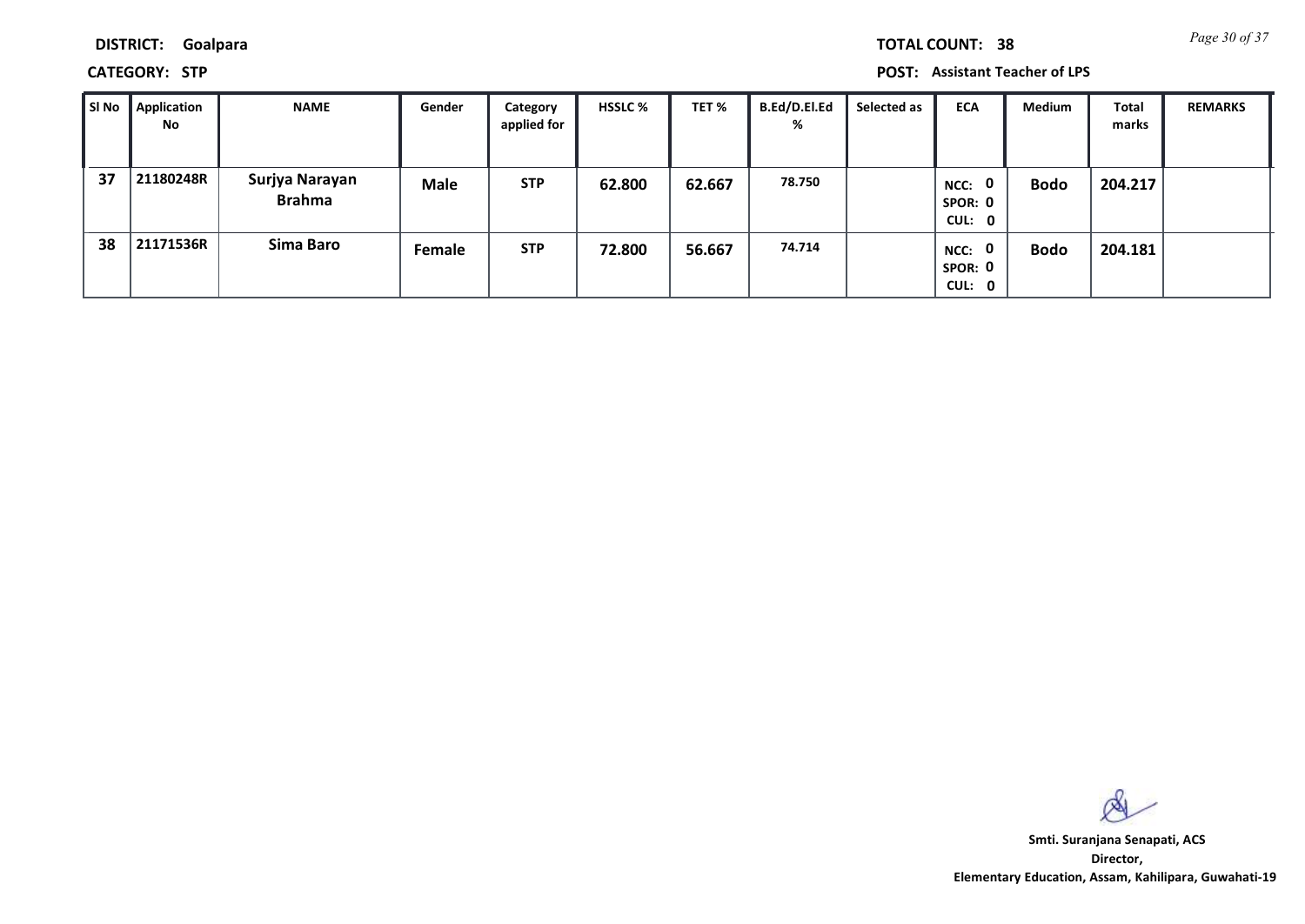**DISTRICT:** Goalpara

**TOTAL COUNT:** 38

**CATEGORY:** STP

**POST:** Assistant Teacher of LPS

| Sl No | Application No | NAME | Gender | Category applied for | HSSLC % | TET % | B.Ed/D.El.Ed % | Selected as | ECA | Medium | Total marks | REMARKS |
|---|---|---|---|---|---|---|---|---|---|---|---|---|
| 37 | 21180248R | Surjya Narayan Brahma | Male | STP | 62.800 | 62.667 | 78.750 | | NCC: 0 SPOR: 0 CUL: 0 | Bodo | 204.217 | |
| 38 | 21171536R | Sima Baro | Female | STP | 72.800 | 56.667 | 74.714 | | NCC: 0 SPOR: 0 CUL: 0 | Bodo | 204.181 | |

**Smti. Suranjana Senapati, ACS**
**Director,**
**Elementary Education, Assam, Kahilipara, Guwahati-19**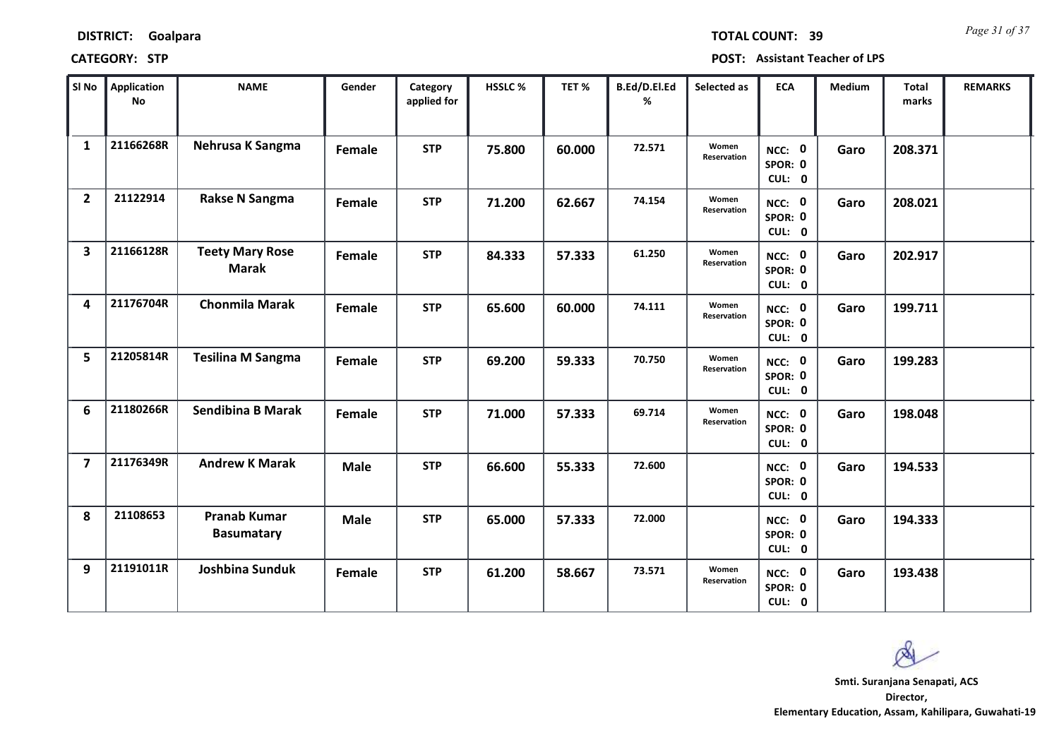**DISTRICT:** Goalpara **TOTAL COUNT:** 39

**CATEGORY:** STP **POST:** Assistant Teacher of LPS

| Sl No | Application No | NAME | Gender | Category applied for | HSSLC % | TET % | B.Ed/D.El.Ed % | Selected as | ECA | Medium | Total marks | REMARKS |
|---|---|---|---|---|---|---|---|---|---|---|---|---|
| 1 | 21166268R | Nehrusa K Sangma | Female | STP | 75.800 | 60.000 | 72.571 | Women Reservation | NCC: 0 SPOR: 0 CUL: 0 | Garo | 208.371 | |
| 2 | 21122914 | Rakse N Sangma | Female | STP | 71.200 | 62.667 | 74.154 | Women Reservation | NCC: 0 SPOR: 0 CUL: 0 | Garo | 208.021 | |
| 3 | 21166128R | Teety Mary Rose Marak | Female | STP | 84.333 | 57.333 | 61.250 | Women Reservation | NCC: 0 SPOR: 0 CUL: 0 | Garo | 202.917 | |
| 4 | 21176704R | Chonmila Marak | Female | STP | 65.600 | 60.000 | 74.111 | Women Reservation | NCC: 0 SPOR: 0 CUL: 0 | Garo | 199.711 | |
| 5 | 21205814R | Tesilina M Sangma | Female | STP | 69.200 | 59.333 | 70.750 | Women Reservation | NCC: 0 SPOR: 0 CUL: 0 | Garo | 199.283 | |
| 6 | 21180266R | Sendibina B Marak | Female | STP | 71.000 | 57.333 | 69.714 | Women Reservation | NCC: 0 SPOR: 0 CUL: 0 | Garo | 198.048 | |
| 7 | 21176349R | Andrew K Marak | Male | STP | 66.600 | 55.333 | 72.600 | | NCC: 0 SPOR: 0 CUL: 0 | Garo | 194.533 | |
| 8 | 21108653 | Pranab Kumar Basumatary | Male | STP | 65.000 | 57.333 | 72.000 | | NCC: 0 SPOR: 0 CUL: 0 | Garo | 194.333 | |
| 9 | 21191011R | Joshbina Sunduk | Female | STP | 61.200 | 58.667 | 73.571 | Women Reservation | NCC: 0 SPOR: 0 CUL: 0 | Garo | 193.438 | |

**Smti. Suranjana Senapati, ACS**
**Director,**
**Elementary Education, Assam, Kahilipara, Guwahati-19**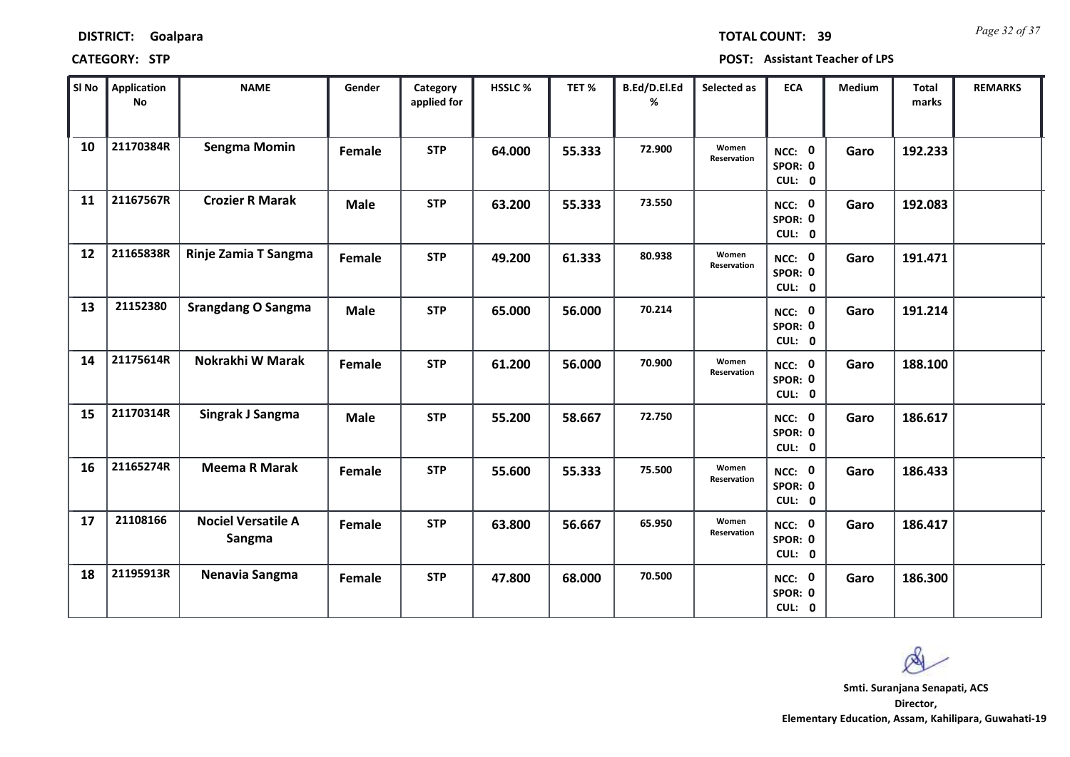**DISTRICT:** Goalpara

**TOTAL COUNT:** 39

**CATEGORY:** STP

**POST:** Assistant Teacher of LPS

| Sl No | Application No | NAME | Gender | Category applied for | HSSLC % | TET % | B.Ed/D.El.Ed % | Selected as | ECA | Medium | Total marks | REMARKS |
|---|---|---|---|---|---|---|---|---|---|---|---|---|
| 10 | 21170384R | Sengma Momin | Female | STP | 64.000 | 55.333 | 72.900 | Women Reservation | NCC: 0 SPOR: 0 CUL: 0 | Garo | 192.233 | |
| 11 | 21167567R | Crozier R Marak | Male | STP | 63.200 | 55.333 | 73.550 | | NCC: 0 SPOR: 0 CUL: 0 | Garo | 192.083 | |
| 12 | 21165838R | Rinje Zamia T Sangma | Female | STP | 49.200 | 61.333 | 80.938 | Women Reservation | NCC: 0 SPOR: 0 CUL: 0 | Garo | 191.471 | |
| 13 | 21152380 | Srangdang O Sangma | Male | STP | 65.000 | 56.000 | 70.214 | | NCC: 0 SPOR: 0 CUL: 0 | Garo | 191.214 | |
| 14 | 21175614R | Nokrakhi W Marak | Female | STP | 61.200 | 56.000 | 70.900 | Women Reservation | NCC: 0 SPOR: 0 CUL: 0 | Garo | 188.100 | |
| 15 | 21170314R | Singrak J Sangma | Male | STP | 55.200 | 58.667 | 72.750 | | NCC: 0 SPOR: 0 CUL: 0 | Garo | 186.617 | |
| 16 | 21165274R | Meema R Marak | Female | STP | 55.600 | 55.333 | 75.500 | Women Reservation | NCC: 0 SPOR: 0 CUL: 0 | Garo | 186.433 | |
| 17 | 21108166 | Nociel Versatile A Sangma | Female | STP | 63.800 | 56.667 | 65.950 | Women Reservation | NCC: 0 SPOR: 0 CUL: 0 | Garo | 186.417 | |
| 18 | 21195913R | Nenavia Sangma | Female | STP | 47.800 | 68.000 | 70.500 | | NCC: 0 SPOR: 0 CUL: 0 | Garo | 186.300 | |

**Smti. Suranjana Senapati, ACS**
**Director,**
**Elementary Education, Assam, Kahilipara, Guwahati-19**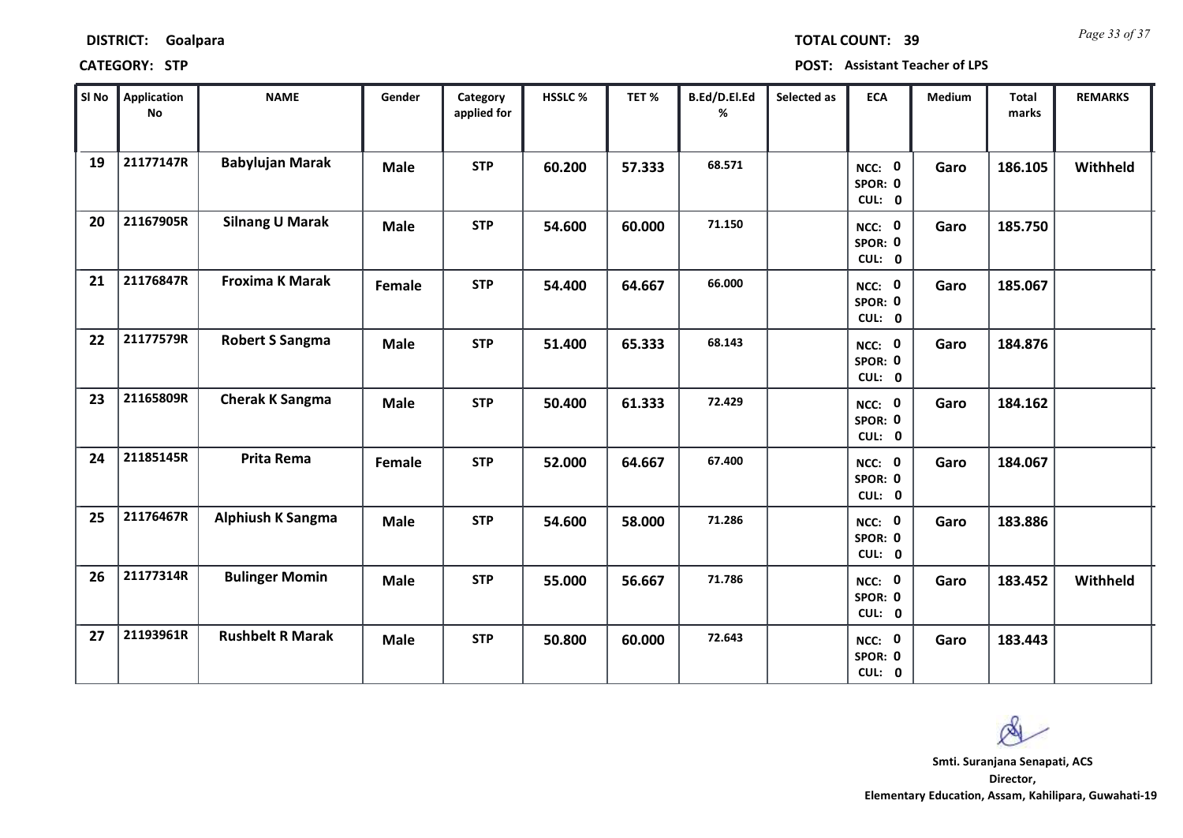**DISTRICT:** Goalpara **TOTAL COUNT:** 39

**CATEGORY:** STP **POST:** Assistant Teacher of LPS

| Sl No | Application No | NAME | Gender | Category applied for | HSSLC % | TET % | B.Ed/D.El.Ed % | Selected as | ECA | Medium | Total marks | REMARKS |
|---|---|---|---|---|---|---|---|---|---|---|---|---|
| 19 | 21177147R | Babylujan Marak | Male | STP | 60.200 | 57.333 | 68.571 | | NCC: 0 SPOR: 0 CUL: 0 | Garo | 186.105 | Withheld |
| 20 | 21167905R | Silnang U Marak | Male | STP | 54.600 | 60.000 | 71.150 | | NCC: 0 SPOR: 0 CUL: 0 | Garo | 185.750 | |
| 21 | 21176847R | Froxima K Marak | Female | STP | 54.400 | 64.667 | 66.000 | | NCC: 0 SPOR: 0 CUL: 0 | Garo | 185.067 | |
| 22 | 21177579R | Robert S Sangma | Male | STP | 51.400 | 65.333 | 68.143 | | NCC: 0 SPOR: 0 CUL: 0 | Garo | 184.876 | |
| 23 | 21165809R | Cherak K Sangma | Male | STP | 50.400 | 61.333 | 72.429 | | NCC: 0 SPOR: 0 CUL: 0 | Garo | 184.162 | |
| 24 | 21185145R | Prita Rema | Female | STP | 52.000 | 64.667 | 67.400 | | NCC: 0 SPOR: 0 CUL: 0 | Garo | 184.067 | |
| 25 | 21176467R | Alphiush K Sangma | Male | STP | 54.600 | 58.000 | 71.286 | | NCC: 0 SPOR: 0 CUL: 0 | Garo | 183.886 | |
| 26 | 21177314R | Bulinger Momin | Male | STP | 55.000 | 56.667 | 71.786 | | NCC: 0 SPOR: 0 CUL: 0 | Garo | 183.452 | Withheld |
| 27 | 21193961R | Rushbelt R Marak | Male | STP | 50.800 | 60.000 | 72.643 | | NCC: 0 SPOR: 0 CUL: 0 | Garo | 183.443 | |

**Smti. Suranjana Senapati, ACS**
**Director,**
**Elementary Education, Assam, Kahilipara, Guwahati-19**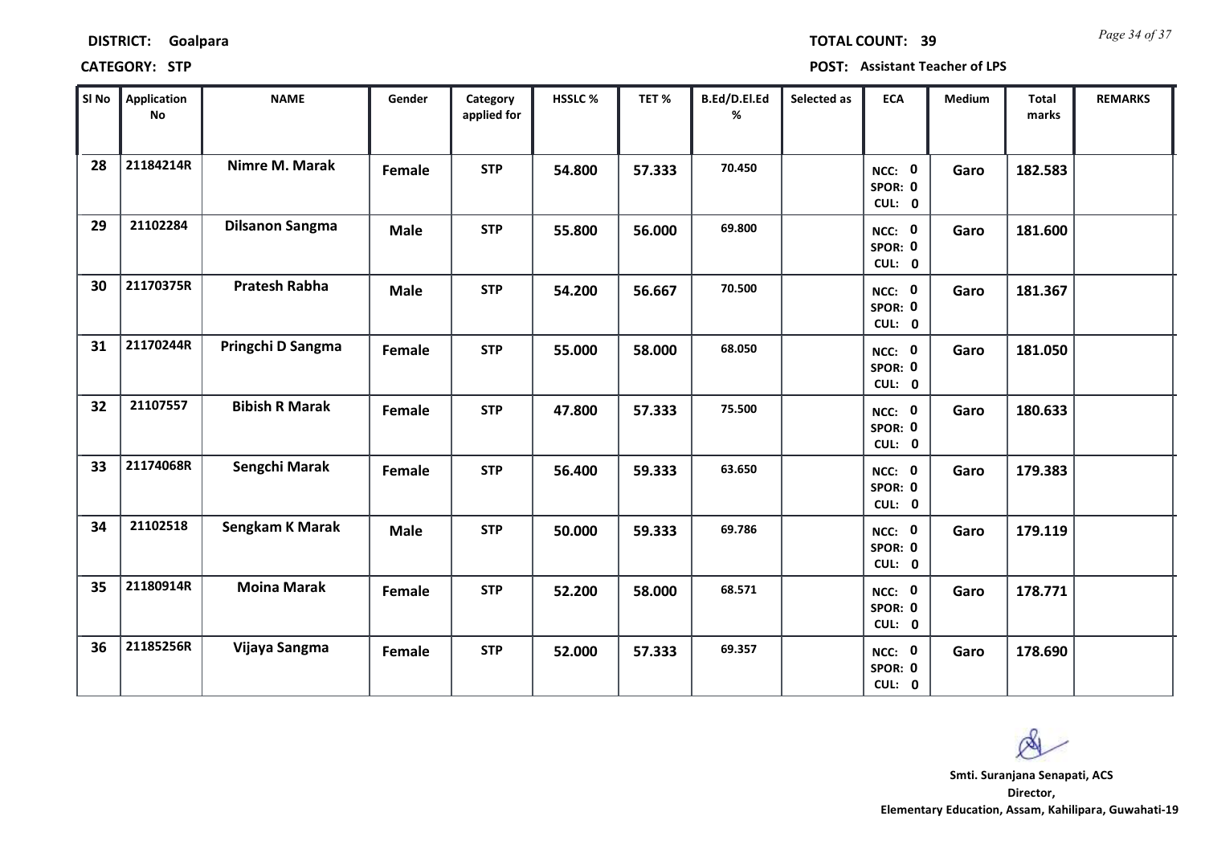**DISTRICT: Goalpara** **TOTAL COUNT: 39**

**CATEGORY: STP** **POST: Assistant Teacher of LPS**

| Sl No | Application No | NAME | Gender | Category applied for | HSSLC % | TET % | B.Ed/D.El.Ed % | Selected as | ECA | Medium | Total marks | REMARKS |
|---|---|---|---|---|---|---|---|---|---|---|---|---|
| 28 | 21184214R | Nimre M. Marak | Female | STP | 54.800 | 57.333 | 70.450 | | NCC: 0 SPOR: 0 CUL: 0 | Garo | 182.583 | |
| 29 | 21102284 | Dilsanon Sangma | Male | STP | 55.800 | 56.000 | 69.800 | | NCC: 0 SPOR: 0 CUL: 0 | Garo | 181.600 | |
| 30 | 21170375R | Pratesh Rabha | Male | STP | 54.200 | 56.667 | 70.500 | | NCC: 0 SPOR: 0 CUL: 0 | Garo | 181.367 | |
| 31 | 21170244R | Pringchi D Sangma | Female | STP | 55.000 | 58.000 | 68.050 | | NCC: 0 SPOR: 0 CUL: 0 | Garo | 181.050 | |
| 32 | 21107557 | Bibish R Marak | Female | STP | 47.800 | 57.333 | 75.500 | | NCC: 0 SPOR: 0 CUL: 0 | Garo | 180.633 | |
| 33 | 21174068R | Sengchi Marak | Female | STP | 56.400 | 59.333 | 63.650 | | NCC: 0 SPOR: 0 CUL: 0 | Garo | 179.383 | |
| 34 | 21102518 | Sengkam K Marak | Male | STP | 50.000 | 59.333 | 69.786 | | NCC: 0 SPOR: 0 CUL: 0 | Garo | 179.119 | |
| 35 | 21180914R | Moina Marak | Female | STP | 52.200 | 58.000 | 68.571 | | NCC: 0 SPOR: 0 CUL: 0 | Garo | 178.771 | |
| 36 | 21185256R | Vijaya Sangma | Female | STP | 52.000 | 57.333 | 69.357 | | NCC: 0 SPOR: 0 CUL: 0 | Garo | 178.690 | |

**Smti. Suranjana Senapati, ACS**
**Director,**
**Elementary Education, Assam, Kahilipara, Guwahati-19**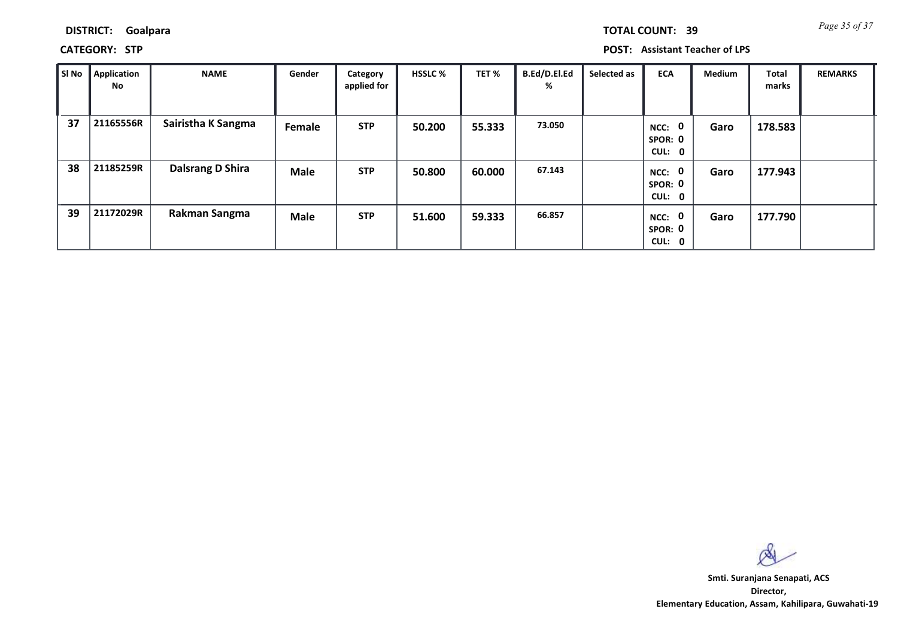**DISTRICT:** Goalpara **TOTAL COUNT:** 39

**CATEGORY:** STP **POST:** Assistant Teacher of LPS

| Sl No | Application No | NAME | Gender | Category applied for | HSSLC % | TET % | B.Ed/D.El.Ed % | Selected as | ECA | Medium | Total marks | REMARKS |
|---|---|---|---|---|---|---|---|---|---|---|---|---|
| 37 | 21165556R | Sairistha K Sangma | Female | STP | 50.200 | 55.333 | 73.050 | | NCC: 0 SPOR: 0 CUL: 0 | Garo | 178.583 | |
| 38 | 21185259R | Dalsrang D Shira | Male | STP | 50.800 | 60.000 | 67.143 | | NCC: 0 SPOR: 0 CUL: 0 | Garo | 177.943 | |
| 39 | 21172029R | Rakman Sangma | Male | STP | 51.600 | 59.333 | 66.857 | | NCC: 0 SPOR: 0 CUL: 0 | Garo | 177.790 | |

**Smti. Suranjana Senapati, ACS**
**Director,**
**Elementary Education, Assam, Kahilipara, Guwahati-19**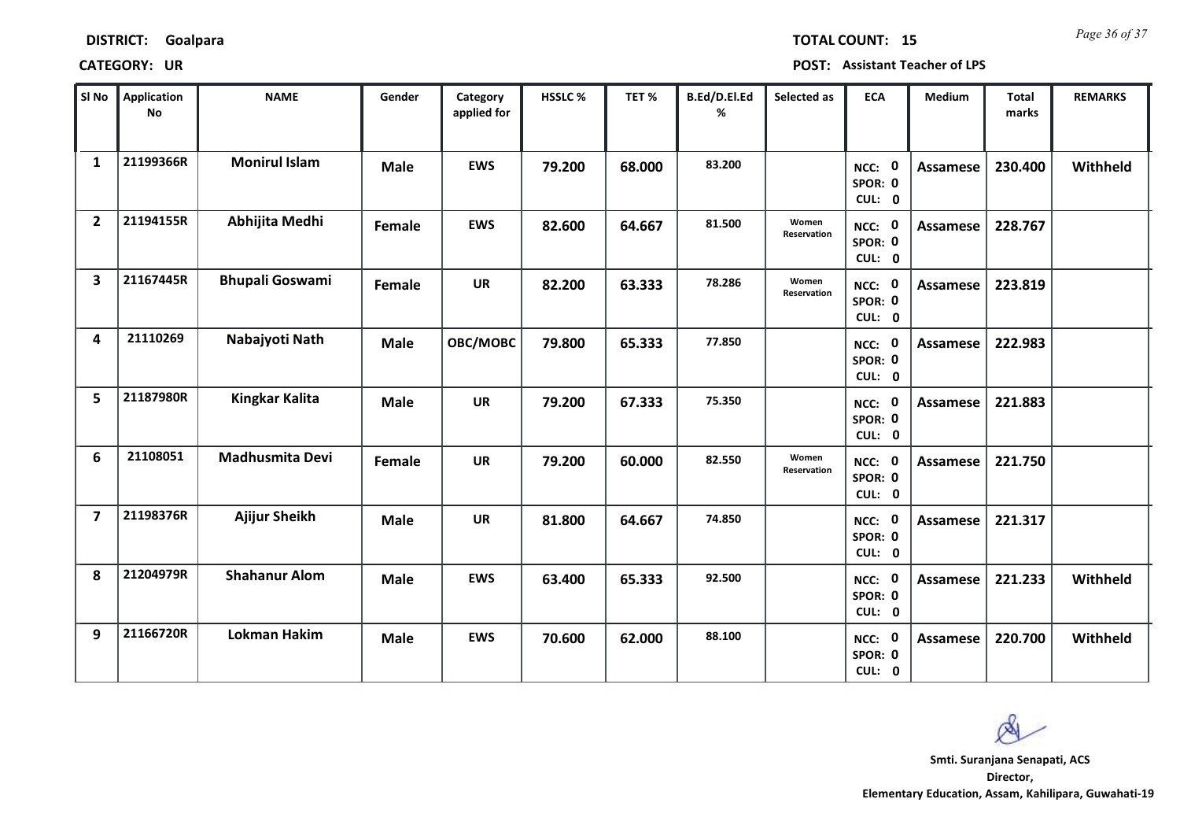**DISTRICT:** Goalpara

**TOTAL COUNT:** 15

**CATEGORY:** UR

**POST:** Assistant Teacher of LPS

| Sl No | Application No | NAME | Gender | Category applied for | HSSLC % | TET % | B.Ed/D.El.Ed % | Selected as | ECA | Medium | Total marks | REMARKS |
|---|---|---|---|---|---|---|---|---|---|---|---|---|
| 1 | 21199366R | Monirul Islam | Male | EWS | 79.200 | 68.000 | 83.200 | | NCC: 0 SPOR: 0 CUL: 0 | Assamese | 230.400 | Withheld |
| 2 | 21194155R | Abhijita Medhi | Female | EWS | 82.600 | 64.667 | 81.500 | Women Reservation | NCC: 0 SPOR: 0 CUL: 0 | Assamese | 228.767 | |
| 3 | 21167445R | Bhupali Goswami | Female | UR | 82.200 | 63.333 | 78.286 | Women Reservation | NCC: 0 SPOR: 0 CUL: 0 | Assamese | 223.819 | |
| 4 | 21110269 | Nabajyoti Nath | Male | OBC/MOBC | 79.800 | 65.333 | 77.850 | | NCC: 0 SPOR: 0 CUL: 0 | Assamese | 222.983 | |
| 5 | 21187980R | Kingkar Kalita | Male | UR | 79.200 | 67.333 | 75.350 | | NCC: 0 SPOR: 0 CUL: 0 | Assamese | 221.883 | |
| 6 | 21108051 | Madhusmita Devi | Female | UR | 79.200 | 60.000 | 82.550 | Women Reservation | NCC: 0 SPOR: 0 CUL: 0 | Assamese | 221.750 | |
| 7 | 21198376R | Ajijur Sheikh | Male | UR | 81.800 | 64.667 | 74.850 | | NCC: 0 SPOR: 0 CUL: 0 | Assamese | 221.317 | |
| 8 | 21204979R | Shahanur Alom | Male | EWS | 63.400 | 65.333 | 92.500 | | NCC: 0 SPOR: 0 CUL: 0 | Assamese | 221.233 | Withheld |
| 9 | 21166720R | Lokman Hakim | Male | EWS | 70.600 | 62.000 | 88.100 | | NCC: 0 SPOR: 0 CUL: 0 | Assamese | 220.700 | Withheld |

**Smti. Suranjana Senapati, ACS**
**Director,**
**Elementary Education, Assam, Kahilipara, Guwahati-19**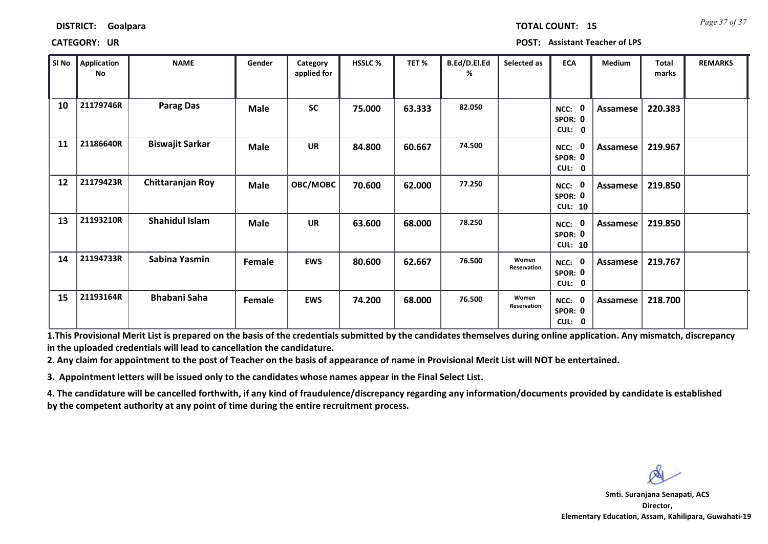**DISTRICT:** Goalpara

**CATEGORY:** UR

**TOTAL COUNT:** 15

**POST:** Assistant Teacher of LPS

| Sl No | Application No | NAME | Gender | Category applied for | HSSLC % | TET % | B.Ed/D.El.Ed % | Selected as | ECA | Medium | Total marks | REMARKS |
|---|---|---|---|---|---|---|---|---|---|---|---|---|
| 10 | 21179746R | Parag Das | Male | SC | 75.000 | 63.333 | 82.050 | | NCC: 0 SPOR: 0 CUL: 0 | Assamese | 220.383 | |
| 11 | 21186640R | Biswajit Sarkar | Male | UR | 84.800 | 60.667 | 74.500 | | NCC: 0 SPOR: 0 CUL: 0 | Assamese | 219.967 | |
| 12 | 21179423R | Chittaranjan Roy | Male | OBC/MOBC | 70.600 | 62.000 | 77.250 | | NCC: 0 SPOR: 0 CUL: 10 | Assamese | 219.850 | |
| 13 | 21193210R | Shahidul Islam | Male | UR | 63.600 | 68.000 | 78.250 | | NCC: 0 SPOR: 0 CUL: 10 | Assamese | 219.850 | |
| 14 | 21194733R | Sabina Yasmin | Female | EWS | 80.600 | 62.667 | 76.500 | Women Reservation | NCC: 0 SPOR: 0 CUL: 0 | Assamese | 219.767 | |
| 15 | 21193164R | Bhabani Saha | Female | EWS | 74.200 | 68.000 | 76.500 | Women Reservation | NCC: 0 SPOR: 0 CUL: 0 | Assamese | 218.700 | |

**1.This Provisional Merit List is prepared on the basis of the credentials submitted by the candidates themselves during online application. Any mismatch, discrepancy in the uploaded credentials will lead to cancellation the candidature.**

**2. Any claim for appointment to the post of Teacher on the basis of appearance of name in Provisional Merit List will NOT be entertained.**

**3. Appointment letters will be issued only to the candidates whose names appear in the Final Select List.**

**4. The candidature will be cancelled forthwith, if any kind of fraudulence/discrepancy regarding any information/documents provided by candidate is established by the competent authority at any point of time during the entire recruitment process.**

**Smti. Suranjana Senapati, ACS**
**Director,**
**Elementary Education, Assam, Kahilipara, Guwahati-19**